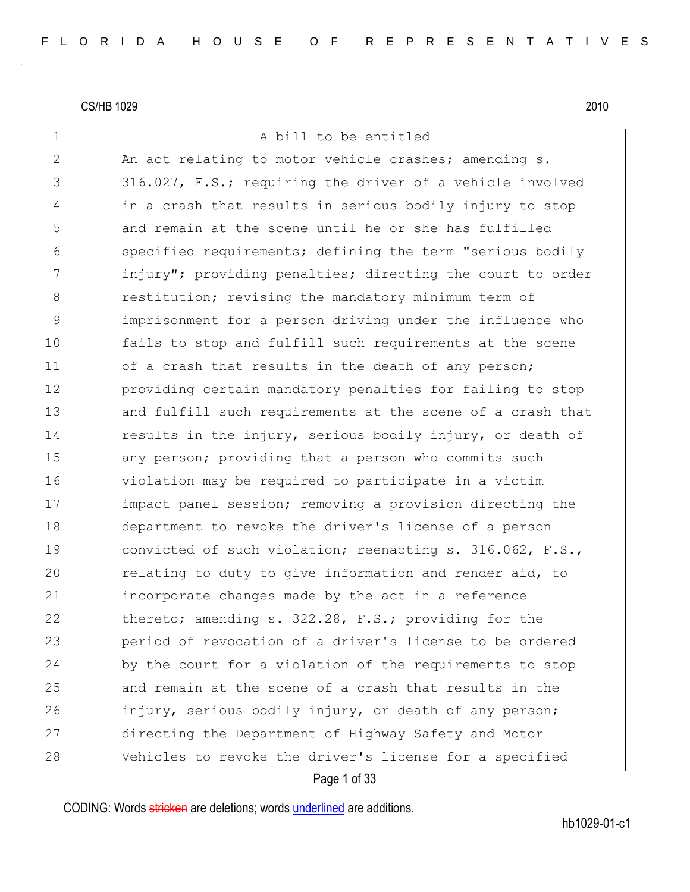CS/HB 1029 2010

A bill to be entitled

An act relating to motor vehicle crashes; amending s. 316.027, F.S.; requiring the driver of a vehicle involved in a crash that results in serious bodily injury to stop and remain at the scene until he or she has fulfilled specified requirements; defining the term "serious bodily injury"; providing penalties; directing the court to order restitution; revising the mandatory minimum term of imprisonment for a person driving under the influence who fails to stop and fulfill such requirements at the scene of a crash that results in the death of any person; providing certain mandatory penalties for failing to stop and fulfill such requirements at the scene of a crash that results in the injury, serious bodily injury, or death of any person; providing that a person who commits such violation may be required to participate in a victim impact panel session; removing a provision directing the department to revoke the driver's license of a person convicted of such violation; reenacting s. 316.062, F.S., relating to duty to give information and render aid, to incorporate changes made by the act in a reference thereto; amending s. 322.28, F.S.; providing for the period of revocation of a driver's license to be ordered by the court for a violation of the requirements to stop and remain at the scene of a crash that results in the injury, serious bodily injury, or death of any person; directing the Department of Highway Safety and Motor Vehicles to revoke the driver's license for a specified

CODING: Words stricken are deletions; words underlined are additions.

hb1029-01-c1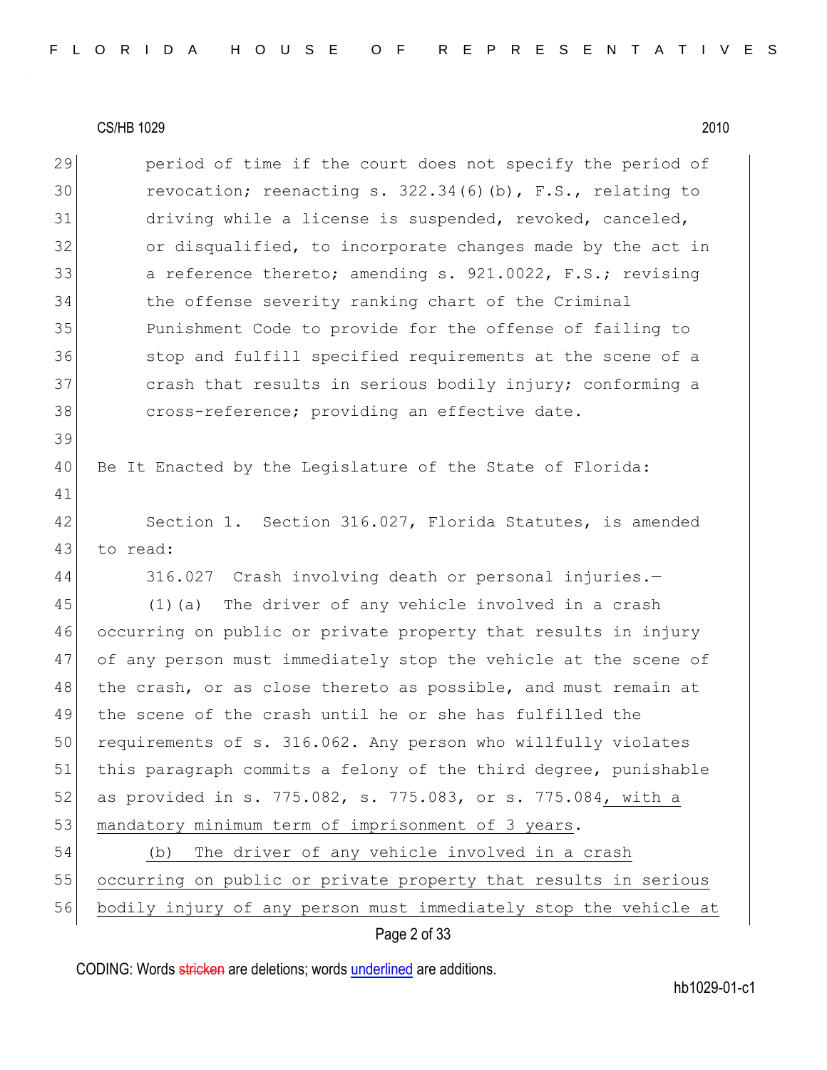period of time if the court does not specify the period of revocation; reenacting s. 322.34(6)(b), F.S., relating to driving while a license is suspended, revoked, canceled, or disqualified, to incorporate changes made by the act in a reference thereto; amending s. 921.0022, F.S.; revising the offense severity ranking chart of the Criminal Punishment Code to provide for the offense of failing to stop and fulfill specified requirements at the scene of a crash that results in serious bodily injury; conforming a cross-reference; providing an effective date.

Be It Enacted by the Legislature of the State of Florida:

Section 1. Section 316.027, Florida Statutes, is amended to read:

316.027 Crash involving death or personal injuries.—

(1)(a) The driver of any vehicle involved in a crash occurring on public or private property that results in injury of any person must immediately stop the vehicle at the scene of the crash, or as close thereto as possible, and must remain at the scene of the crash until he or she has fulfilled the requirements of s. 316.062. Any person who willfully violates this paragraph commits a felony of the third degree, punishable as provided in s. 775.082, s. 775.083, or s. 775.084, with a mandatory minimum term of imprisonment of 3 years.

(b) The driver of any vehicle involved in a crash occurring on public or private property that results in serious bodily injury of any person must immediately stop the vehicle at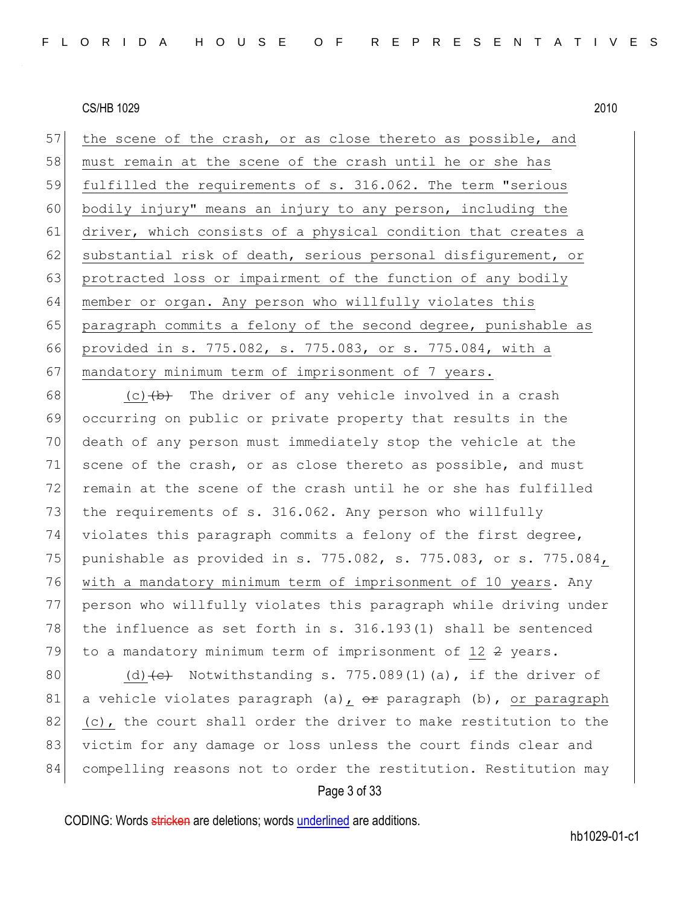57 the scene of the crash, or as close thereto as possible, and
58 must remain at the scene of the crash until he or she has
59 fulfilled the requirements of s. 316.062. The term "serious
60 bodily injury" means an injury to any person, including the
61 driver, which consists of a physical condition that creates a
62 substantial risk of death, serious personal disfigurement, or
63 protracted loss or impairment of the function of any bodily
64 member or organ. Any person who willfully violates this
65 paragraph commits a felony of the second degree, punishable as
66 provided in s. 775.082, s. 775.083, or s. 775.084, with a
67 mandatory minimum term of imprisonment of 7 years.

68 (c) ~~(b)~~ The driver of any vehicle involved in a crash
69 occurring on public or private property that results in the
70 death of any person must immediately stop the vehicle at the
71 scene of the crash, or as close thereto as possible, and must
72 remain at the scene of the crash until he or she has fulfilled
73 the requirements of s. 316.062. Any person who willfully
74 violates this paragraph commits a felony of the first degree,
75 punishable as provided in s. 775.082, s. 775.083, or s. 775.084,
76 with a mandatory minimum term of imprisonment of 10 years. Any
77 person who willfully violates this paragraph while driving under
78 the influence as set forth in s. 316.193(1) shall be sentenced
79 to a mandatory minimum term of imprisonment of 12 ~~2~~ years.

80 (d) ~~(c)~~ Notwithstanding s. 775.089(1)(a), if the driver of
81 a vehicle violates paragraph (a), ~~or~~ paragraph (b), or paragraph
82 (c), the court shall order the driver to make restitution to the
83 victim for any damage or loss unless the court finds clear and
84 compelling reasons not to order the restitution. Restitution may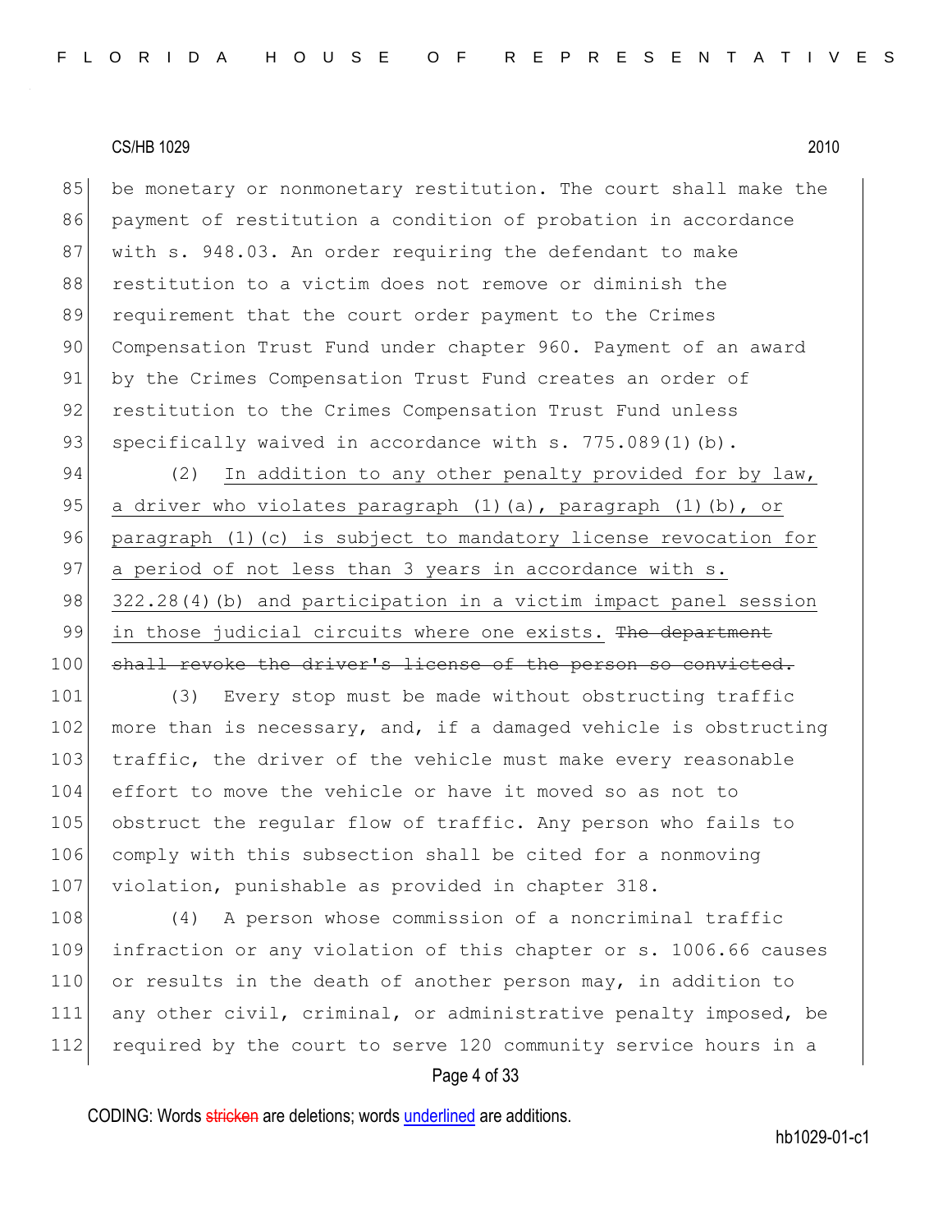be monetary or nonmonetary restitution. The court shall make the payment of restitution a condition of probation in accordance with s. 948.03. An order requiring the defendant to make restitution to a victim does not remove or diminish the requirement that the court order payment to the Crimes Compensation Trust Fund under chapter 960. Payment of an award by the Crimes Compensation Trust Fund creates an order of restitution to the Crimes Compensation Trust Fund unless specifically waived in accordance with s. 775.089(1)(b).

(2) <u>In addition to any other penalty provided for by law, a driver who violates paragraph (1)(a), paragraph (1)(b), or paragraph (1)(c) is subject to mandatory license revocation for a period of not less than 3 years in accordance with s. 322.28(4)(b) and participation in a victim impact panel session in those judicial circuits where one exists.</u> ~~The department shall revoke the driver's license of the person so convicted.~~

(3) Every stop must be made without obstructing traffic more than is necessary, and, if a damaged vehicle is obstructing traffic, the driver of the vehicle must make every reasonable effort to move the vehicle or have it moved so as not to obstruct the regular flow of traffic. Any person who fails to comply with this subsection shall be cited for a nonmoving violation, punishable as provided in chapter 318.

(4) A person whose commission of a noncriminal traffic infraction or any violation of this chapter or s. 1006.66 causes or results in the death of another person may, in addition to any other civil, criminal, or administrative penalty imposed, be required by the court to serve 120 community service hours in a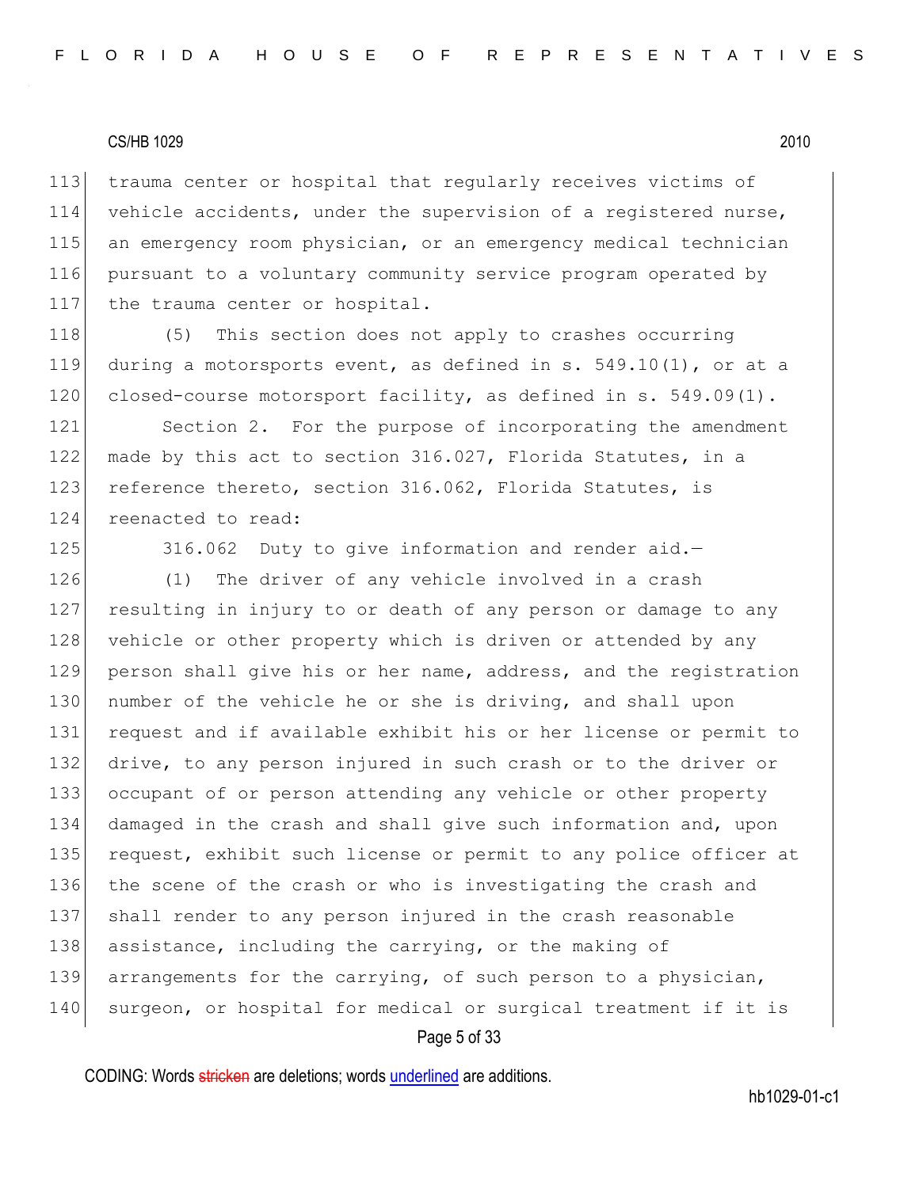trauma center or hospital that regularly receives victims of vehicle accidents, under the supervision of a registered nurse, an emergency room physician, or an emergency medical technician pursuant to a voluntary community service program operated by the trauma center or hospital.

(5) This section does not apply to crashes occurring during a motorsports event, as defined in s. 549.10(1), or at a closed-course motorsport facility, as defined in s. 549.09(1).

Section 2. For the purpose of incorporating the amendment made by this act to section 316.027, Florida Statutes, in a reference thereto, section 316.062, Florida Statutes, is reenacted to read:

316.062 Duty to give information and render aid.—

(1) The driver of any vehicle involved in a crash resulting in injury to or death of any person or damage to any vehicle or other property which is driven or attended by any person shall give his or her name, address, and the registration number of the vehicle he or she is driving, and shall upon request and if available exhibit his or her license or permit to drive, to any person injured in such crash or to the driver or occupant of or person attending any vehicle or other property damaged in the crash and shall give such information and, upon request, exhibit such license or permit to any police officer at the scene of the crash or who is investigating the crash and shall render to any person injured in the crash reasonable assistance, including the carrying, or the making of arrangements for the carrying, of such person to a physician, surgeon, or hospital for medical or surgical treatment if it is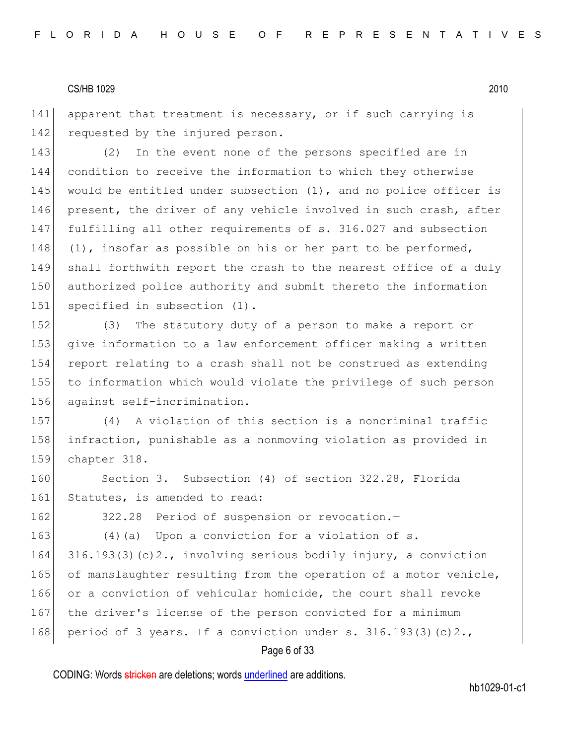apparent that treatment is necessary, or if such carrying is requested by the injured person.

(2) In the event none of the persons specified are in condition to receive the information to which they otherwise would be entitled under subsection (1), and no police officer is present, the driver of any vehicle involved in such crash, after fulfilling all other requirements of s. 316.027 and subsection (1), insofar as possible on his or her part to be performed, shall forthwith report the crash to the nearest office of a duly authorized police authority and submit thereto the information specified in subsection (1).

(3) The statutory duty of a person to make a report or give information to a law enforcement officer making a written report relating to a crash shall not be construed as extending to information which would violate the privilege of such person against self-incrimination.

(4) A violation of this section is a noncriminal traffic infraction, punishable as a nonmoving violation as provided in chapter 318.

Section 3. Subsection (4) of section 322.28, Florida Statutes, is amended to read:

322.28 Period of suspension or revocation.—

(4)(a) Upon a conviction for a violation of s. 316.193(3)(c)2., involving serious bodily injury, a conviction of manslaughter resulting from the operation of a motor vehicle, or a conviction of vehicular homicide, the court shall revoke the driver's license of the person convicted for a minimum period of 3 years. If a conviction under s. 316.193(3)(c)2.,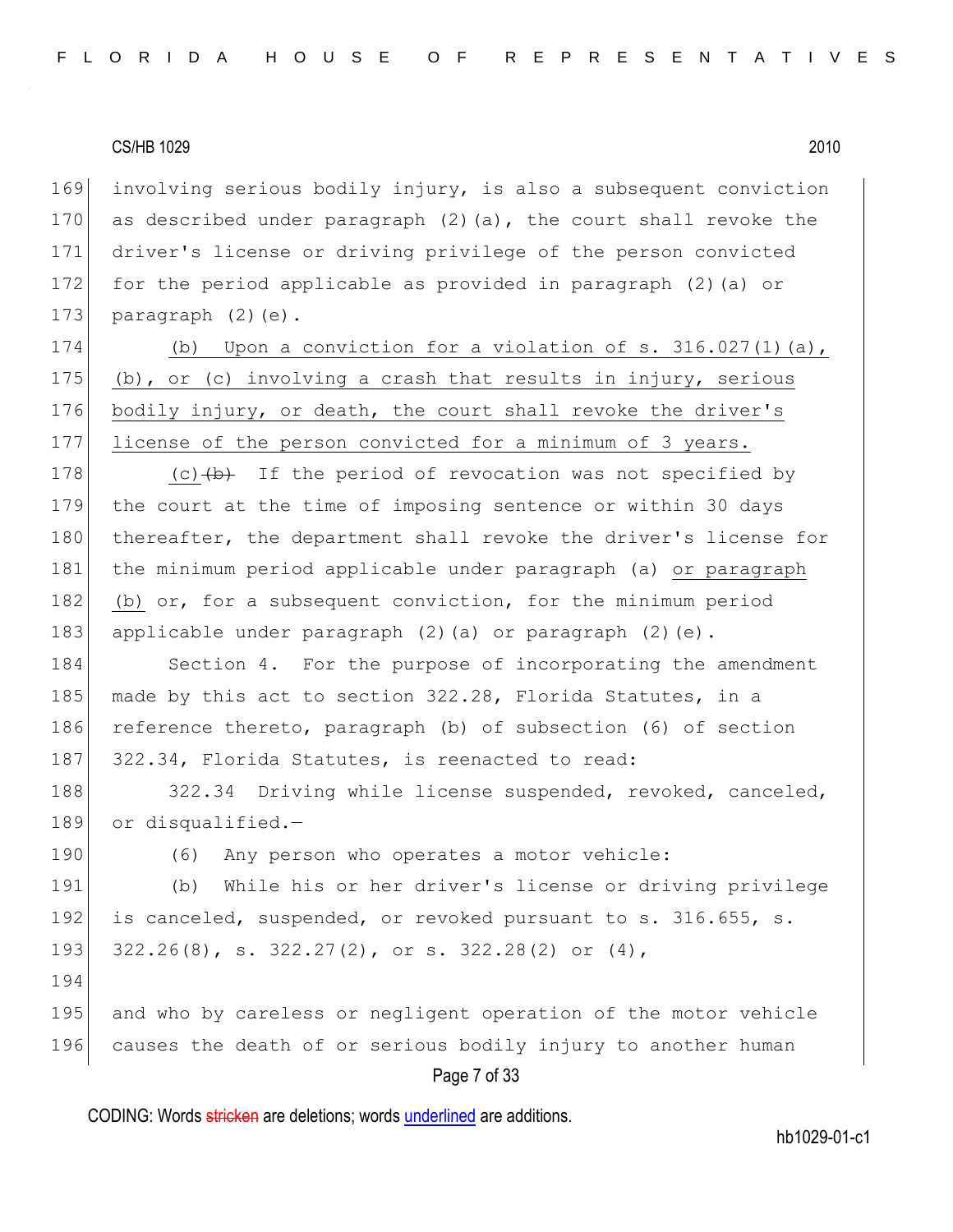involving serious bodily injury, is also a subsequent conviction as described under paragraph (2)(a), the court shall revoke the driver's license or driving privilege of the person convicted for the period applicable as provided in paragraph (2)(a) or paragraph (2)(e).

(b) Upon a conviction for a violation of s. 316.027(1)(a), (b), or (c) involving a crash that results in injury, serious bodily injury, or death, the court shall revoke the driver's license of the person convicted for a minimum of 3 years.

(c) ~~(b)~~ If the period of revocation was not specified by the court at the time of imposing sentence or within 30 days thereafter, the department shall revoke the driver's license for the minimum period applicable under paragraph (a) or paragraph (b) or, for a subsequent conviction, for the minimum period applicable under paragraph (2)(a) or paragraph (2)(e).

Section 4. For the purpose of incorporating the amendment made by this act to section 322.28, Florida Statutes, in a reference thereto, paragraph (b) of subsection (6) of section 322.34, Florida Statutes, is reenacted to read:

322.34 Driving while license suspended, revoked, canceled, or disqualified.—

(6) Any person who operates a motor vehicle:

(b) While his or her driver's license or driving privilege is canceled, suspended, or revoked pursuant to s. 316.655, s. 322.26(8), s. 322.27(2), or s. 322.28(2) or (4),

and who by careless or negligent operation of the motor vehicle causes the death of or serious bodily injury to another human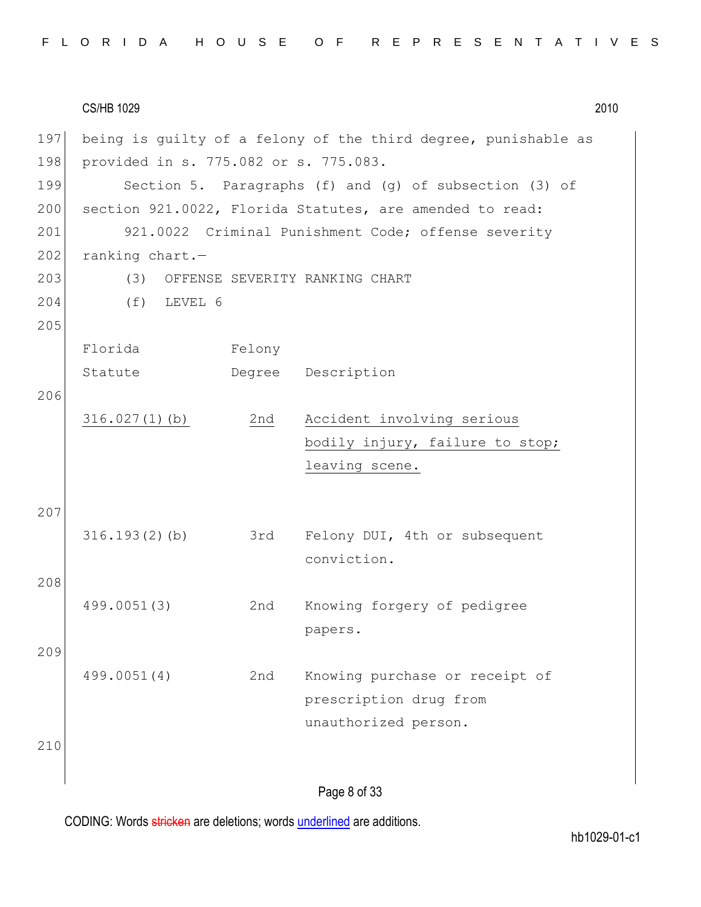being is guilty of a felony of the third degree, punishable as provided in s. 775.082 or s. 775.083.

Section 5. Paragraphs (f) and (g) of subsection (3) of section 921.0022, Florida Statutes, are amended to read:

921.0022 Criminal Punishment Code; offense severity ranking chart.—

(3) OFFENSE SEVERITY RANKING CHART

(f) LEVEL 6

| Florida Statute | Felony Degree | Description |
|---|---|---|
| 316.027(1)(b) | 2nd | Accident involving serious bodily injury, failure to stop; leaving scene. |
| 316.193(2)(b) | 3rd | Felony DUI, 4th or subsequent conviction. |
| 499.0051(3) | 2nd | Knowing forgery of pedigree papers. |
| 499.0051(4) | 2nd | Knowing purchase or receipt of prescription drug from unauthorized person. |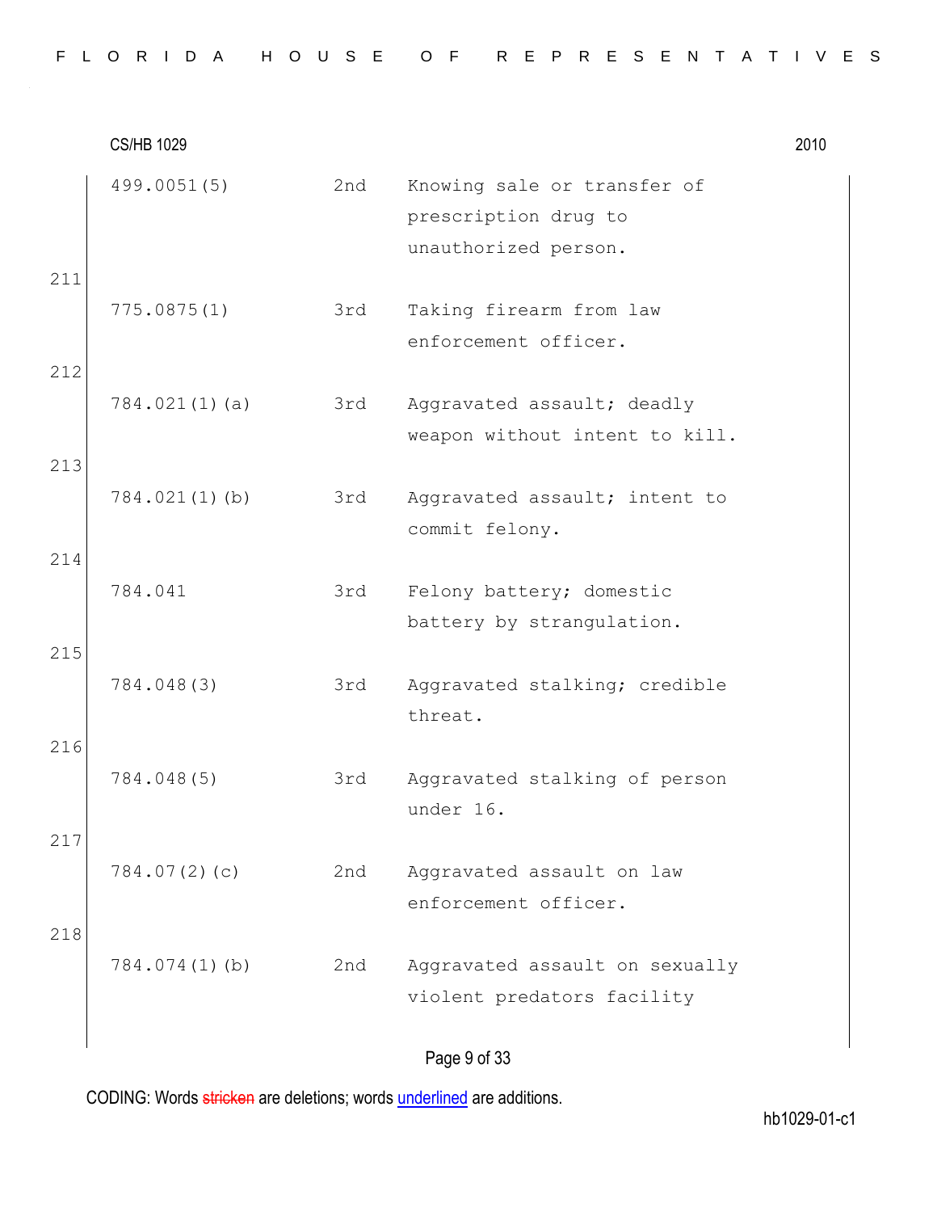| | | |
|---|---|---|
| 499.0051(5) | 2nd | Knowing sale or transfer of prescription drug to unauthorized person. |
| 775.0875(1) | 3rd | Taking firearm from law enforcement officer. |
| 784.021(1)(a) | 3rd | Aggravated assault; deadly weapon without intent to kill. |
| 784.021(1)(b) | 3rd | Aggravated assault; intent to commit felony. |
| 784.041 | 3rd | Felony battery; domestic battery by strangulation. |
| 784.048(3) | 3rd | Aggravated stalking; credible threat. |
| 784.048(5) | 3rd | Aggravated stalking of person under 16. |
| 784.07(2)(c) | 2nd | Aggravated assault on law enforcement officer. |
| 784.074(1)(b) | 2nd | Aggravated assault on sexually violent predators facility |

211
212
213
214
215
216
217
218

CODING: Words stricken are deletions; words underlined are additions.

hb1029-01-c1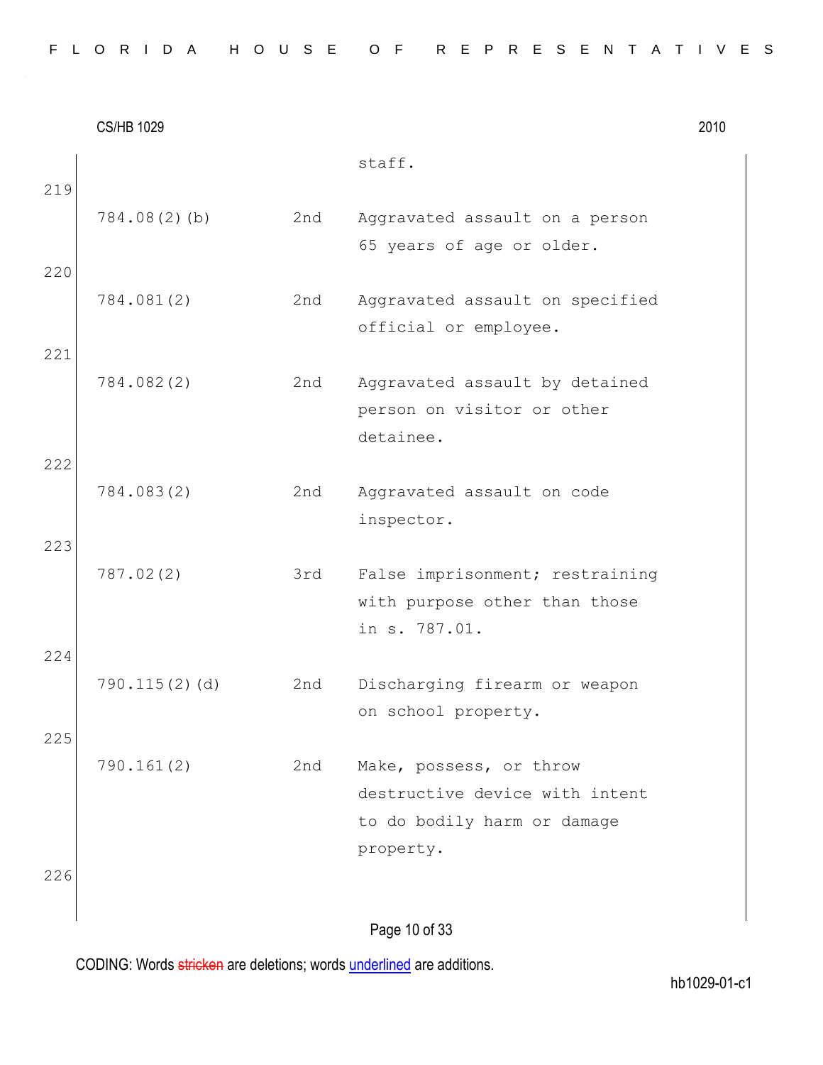staff.

219

| | | |
|---|---|---|
| 784.08(2)(b) | 2nd | Aggravated assault on a person 65 years of age or older. |

220

| | | |
|---|---|---|
| 784.081(2) | 2nd | Aggravated assault on specified official or employee. |

221

| | | |
|---|---|---|
| 784.082(2) | 2nd | Aggravated assault by detained person on visitor or other detainee. |

222

| | | |
|---|---|---|
| 784.083(2) | 2nd | Aggravated assault on code inspector. |

223

| | | |
|---|---|---|
| 787.02(2) | 3rd | False imprisonment; restraining with purpose other than those in s. 787.01. |

224

| | | |
|---|---|---|
| 790.115(2)(d) | 2nd | Discharging firearm or weapon on school property. |

225

| | | |
|---|---|---|
| 790.161(2) | 2nd | Make, possess, or throw destructive device with intent to do bodily harm or damage property. |

226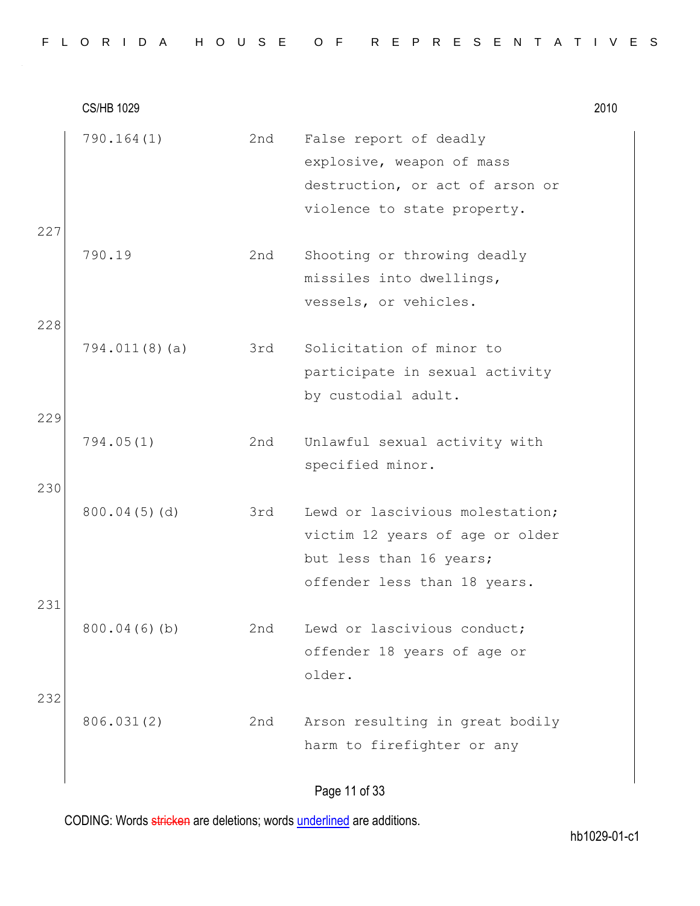| | | | |
|---|---|---|---|
| | 790.164(1) | 2nd | False report of deadly explosive, weapon of mass destruction, or act of arson or violence to state property. |
| 227 | 790.19 | 2nd | Shooting or throwing deadly missiles into dwellings, vessels, or vehicles. |
| 228 | 794.011(8)(a) | 3rd | Solicitation of minor to participate in sexual activity by custodial adult. |
| 229 | 794.05(1) | 2nd | Unlawful sexual activity with specified minor. |
| 230 | 800.04(5)(d) | 3rd | Lewd or lascivious molestation; victim 12 years of age or older but less than 16 years; offender less than 18 years. |
| 231 | 800.04(6)(b) | 2nd | Lewd or lascivious conduct; offender 18 years of age or older. |
| 232 | 806.031(2) | 2nd | Arson resulting in great bodily harm to firefighter or any |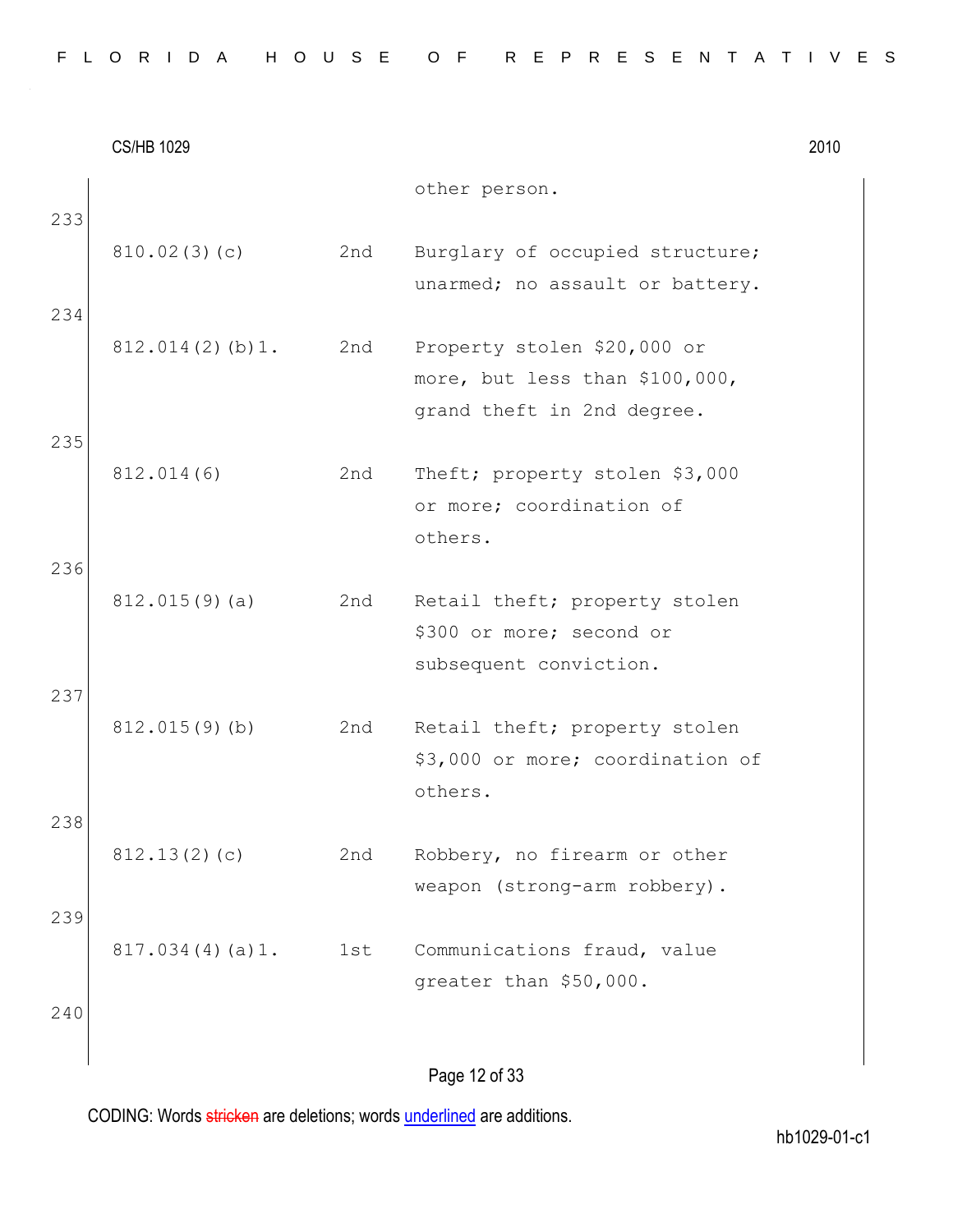| | | | |
|---|---|---|---|
| | | | other person. |
| 233 | 810.02(3)(c) | 2nd | Burglary of occupied structure; unarmed; no assault or battery. |
| 234 | 812.014(2)(b)1. | 2nd | Property stolen $20,000 or more, but less than $100,000, grand theft in 2nd degree. |
| 235 | 812.014(6) | 2nd | Theft; property stolen $3,000 or more; coordination of others. |
| 236 | 812.015(9)(a) | 2nd | Retail theft; property stolen $300 or more; second or subsequent conviction. |
| 237 | 812.015(9)(b) | 2nd | Retail theft; property stolen $3,000 or more; coordination of others. |
| 238 | 812.13(2)(c) | 2nd | Robbery, no firearm or other weapon (strong-arm robbery). |
| 239 | 817.034(4)(a)1. | 1st | Communications fraud, value greater than $50,000. |
| 240 | | | |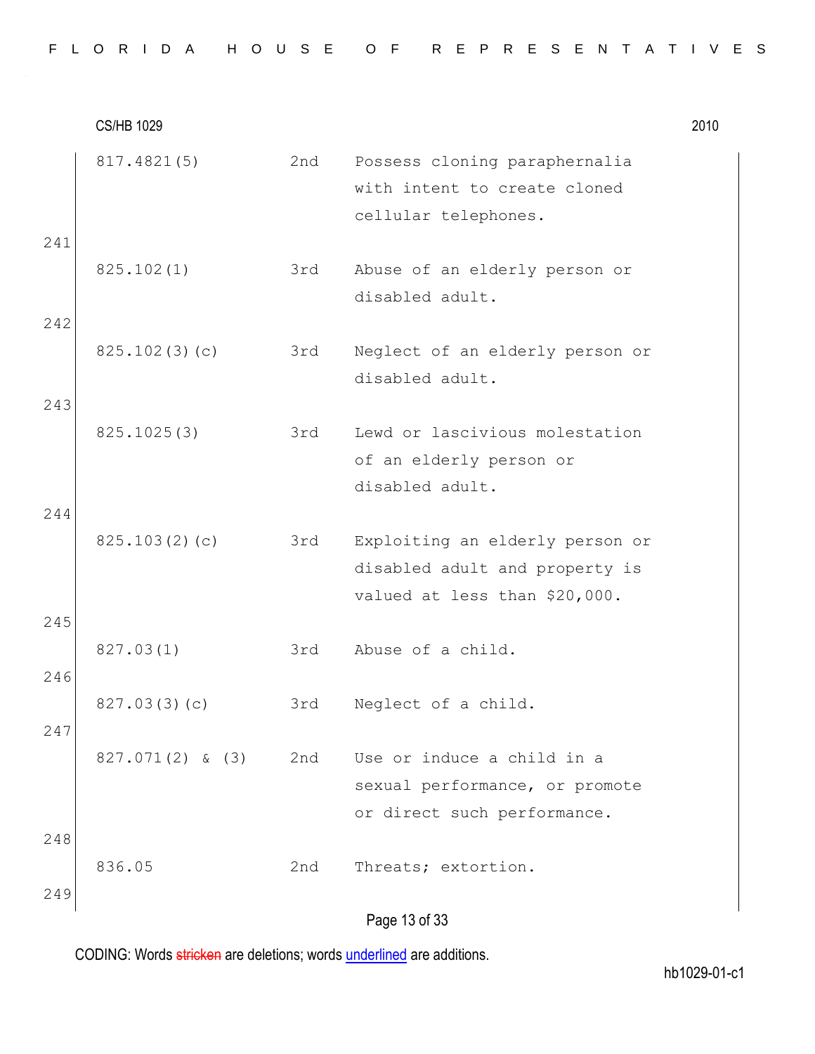| | | | |
|---|---|---|---|
| | 817.4821(5) | 2nd | Possess cloning paraphernalia with intent to create cloned cellular telephones. |
| 241 | 825.102(1) | 3rd | Abuse of an elderly person or disabled adult. |
| 242 | 825.102(3)(c) | 3rd | Neglect of an elderly person or disabled adult. |
| 243 | 825.1025(3) | 3rd | Lewd or lascivious molestation of an elderly person or disabled adult. |
| 244 | 825.103(2)(c) | 3rd | Exploiting an elderly person or disabled adult and property is valued at less than $20,000. |
| 245 | 827.03(1) | 3rd | Abuse of a child. |
| 246 | 827.03(3)(c) | 3rd | Neglect of a child. |
| 247 | 827.071(2) & (3) | 2nd | Use or induce a child in a sexual performance, or promote or direct such performance. |
| 248 | 836.05 | 2nd | Threats; extortion. |
| 249 | | | |

CODING: Words stricken are deletions; words underlined are additions.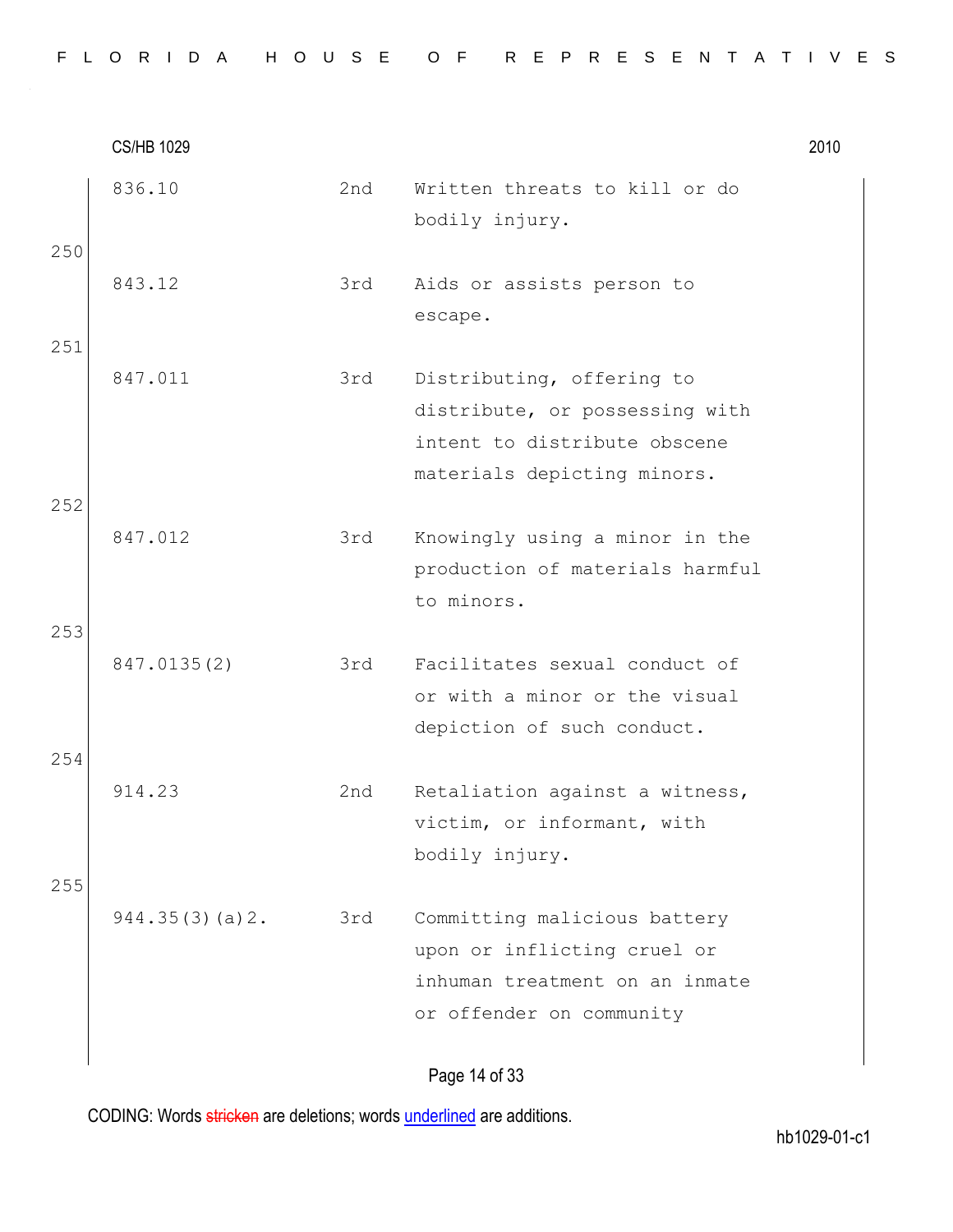| | | | |
|---|---|---|---|
| | 836.10 | 2nd | Written threats to kill or do bodily injury. |
| 250 | 843.12 | 3rd | Aids or assists person to escape. |
| 251 | 847.011 | 3rd | Distributing, offering to distribute, or possessing with intent to distribute obscene materials depicting minors. |
| 252 | 847.012 | 3rd | Knowingly using a minor in the production of materials harmful to minors. |
| 253 | 847.0135(2) | 3rd | Facilitates sexual conduct of or with a minor or the visual depiction of such conduct. |
| 254 | 914.23 | 2nd | Retaliation against a witness, victim, or informant, with bodily injury. |
| 255 | 944.35(3)(a)2. | 3rd | Committing malicious battery upon or inflicting cruel or inhuman treatment on an inmate or offender on community |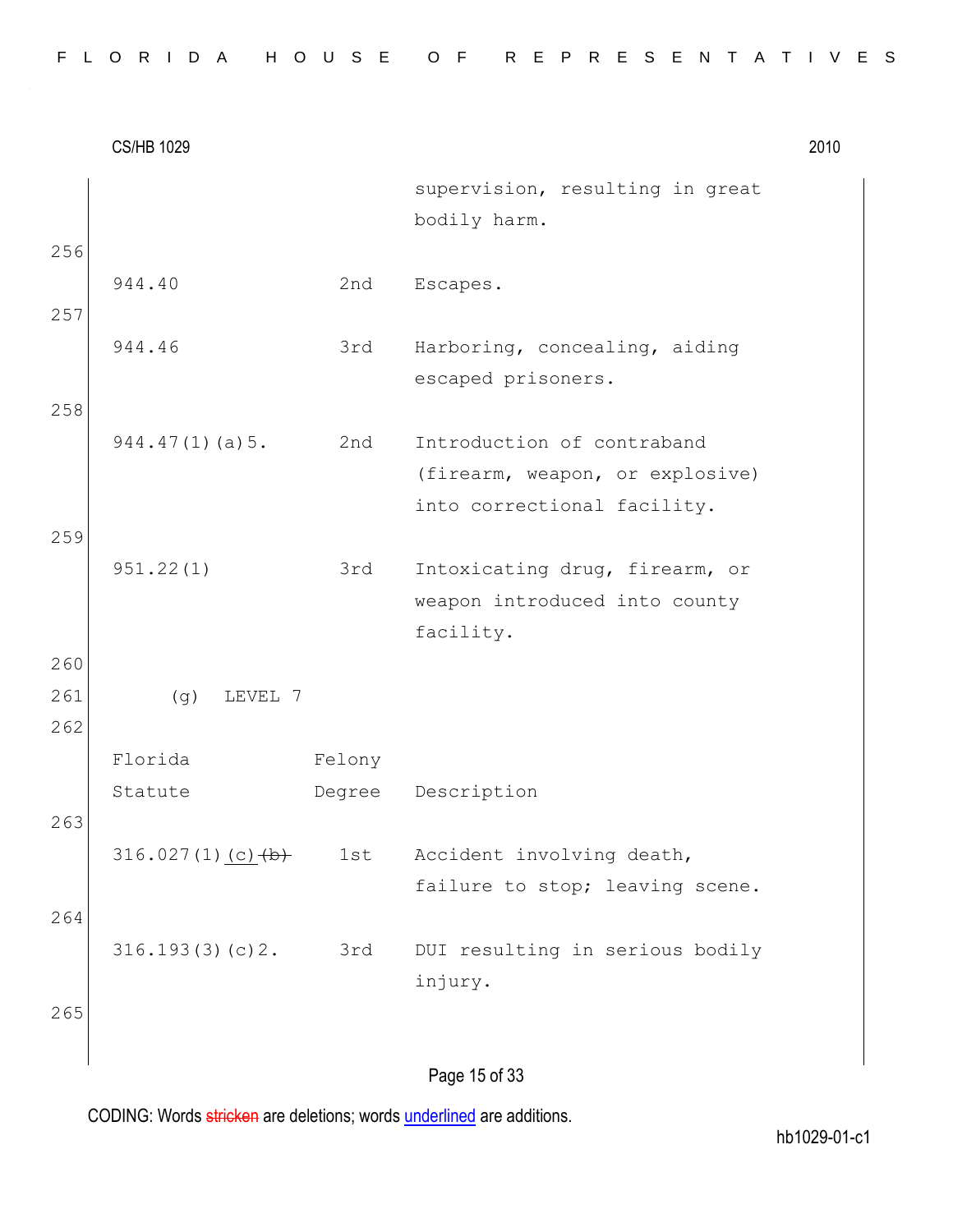| | | supervision, resulting in great bodily harm. |
|---|---|---|
| 944.40 | 2nd | Escapes. |
| 944.46 | 3rd | Harboring, concealing, aiding escaped prisoners. |
| 944.47(1)(a)5. | 2nd | Introduction of contraband (firearm, weapon, or explosive) into correctional facility. |
| 951.22(1) | 3rd | Intoxicating drug, firearm, or weapon introduced into county facility. |

(g) LEVEL 7

| Florida Statute | Felony Degree | Description |
|---|---|---|
| 316.027(1)<u>(c)</u>~~(b)~~ | 1st | Accident involving death, failure to stop; leaving scene. |
| 316.193(3)(c)2. | 3rd | DUI resulting in serious bodily injury. |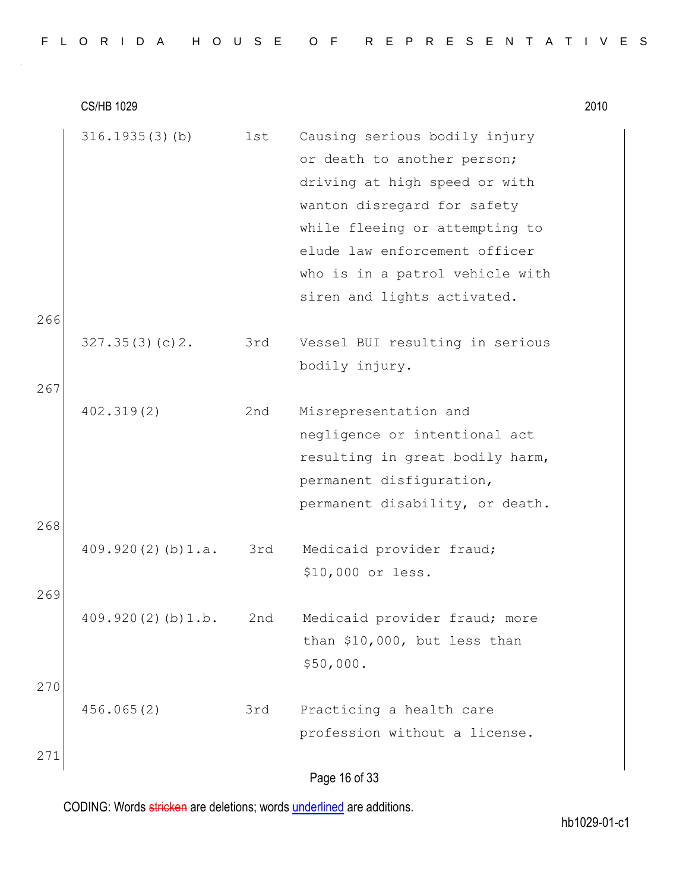| | | |
|---|---|---|
| 316.1935(3)(b) | 1st | Causing serious bodily injury or death to another person; driving at high speed or with wanton disregard for safety while fleeing or attempting to elude law enforcement officer who is in a patrol vehicle with siren and lights activated. |
| 327.35(3)(c)2. | 3rd | Vessel BUI resulting in serious bodily injury. |
| 402.319(2) | 2nd | Misrepresentation and negligence or intentional act resulting in great bodily harm, permanent disfiguration, permanent disability, or death. |
| 409.920(2)(b)1.a. | 3rd | Medicaid provider fraud; $10,000 or less. |
| 409.920(2)(b)1.b. | 2nd | Medicaid provider fraud; more than $10,000, but less than $50,000. |
| 456.065(2) | 3rd | Practicing a health care profession without a license. |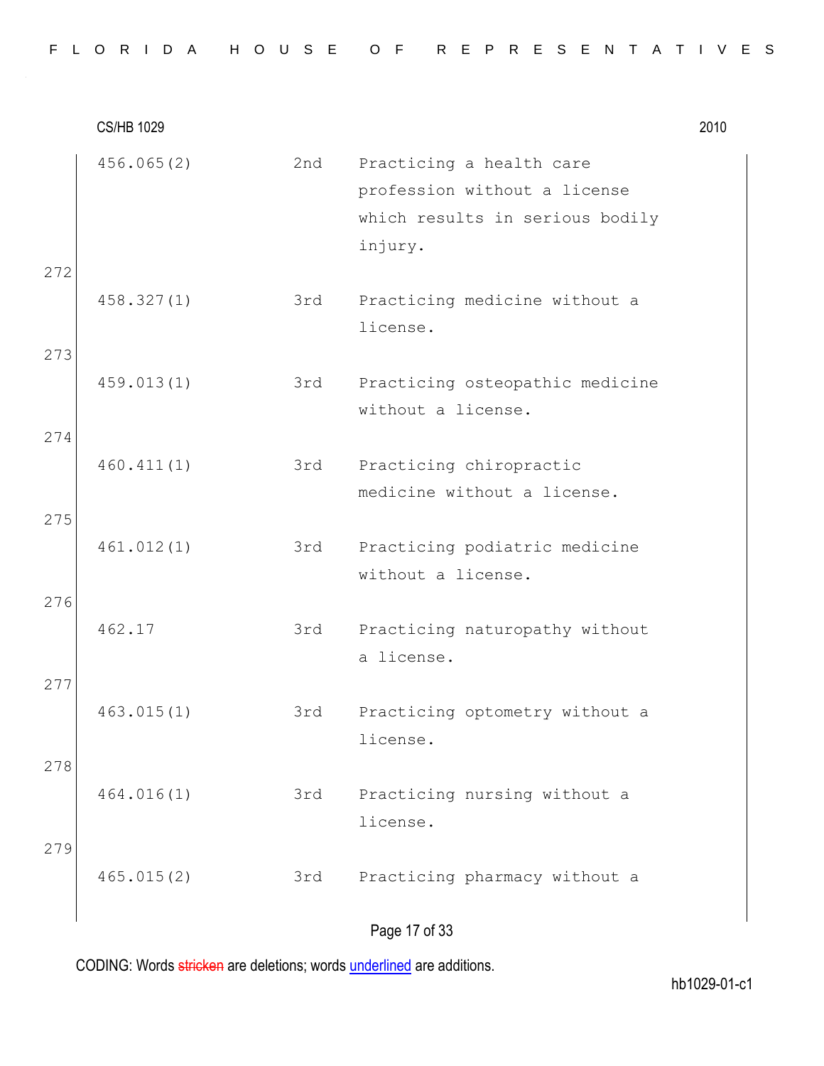| | | | |
|---|---|---|---|
| | 456.065(2) | 2nd | Practicing a health care profession without a license which results in serious bodily injury. |
| 272 | 458.327(1) | 3rd | Practicing medicine without a license. |
| 273 | 459.013(1) | 3rd | Practicing osteopathic medicine without a license. |
| 274 | 460.411(1) | 3rd | Practicing chiropractic medicine without a license. |
| 275 | 461.012(1) | 3rd | Practicing podiatric medicine without a license. |
| 276 | 462.17 | 3rd | Practicing naturopathy without a license. |
| 277 | 463.015(1) | 3rd | Practicing optometry without a license. |
| 278 | 464.016(1) | 3rd | Practicing nursing without a license. |
| 279 | 465.015(2) | 3rd | Practicing pharmacy without a |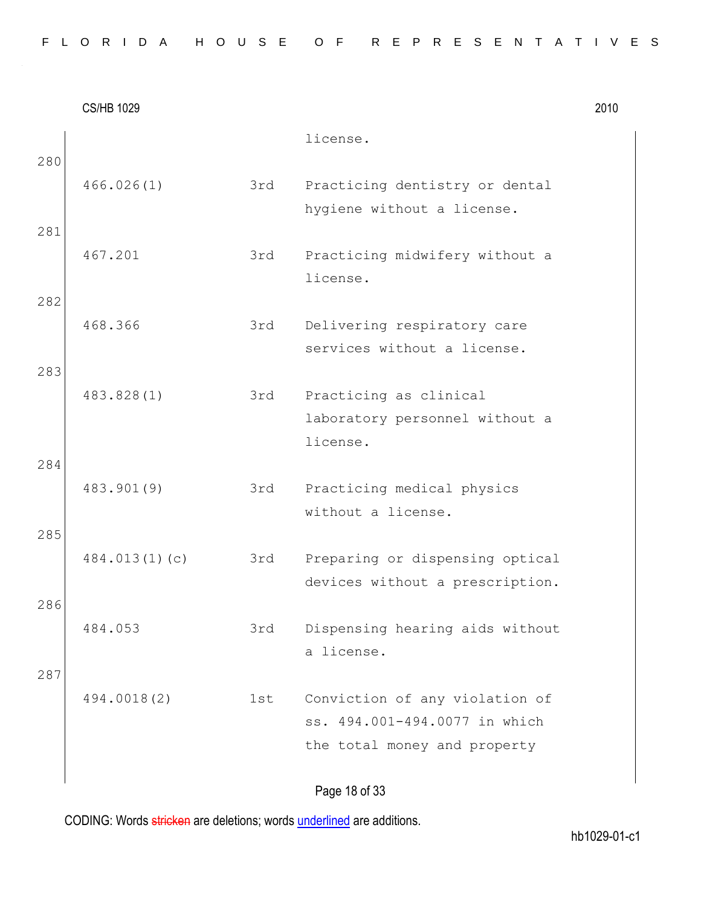| | | |
|---|---|---|
| | | license. |
| 466.026(1) | 3rd | Practicing dentistry or dental hygiene without a license. |
| 467.201 | 3rd | Practicing midwifery without a license. |
| 468.366 | 3rd | Delivering respiratory care services without a license. |
| 483.828(1) | 3rd | Practicing as clinical laboratory personnel without a license. |
| 483.901(9) | 3rd | Practicing medical physics without a license. |
| 484.013(1)(c) | 3rd | Preparing or dispensing optical devices without a prescription. |
| 484.053 | 3rd | Dispensing hearing aids without a license. |
| 494.0018(2) | 1st | Conviction of any violation of ss. 494.001-494.0077 in which the total money and property |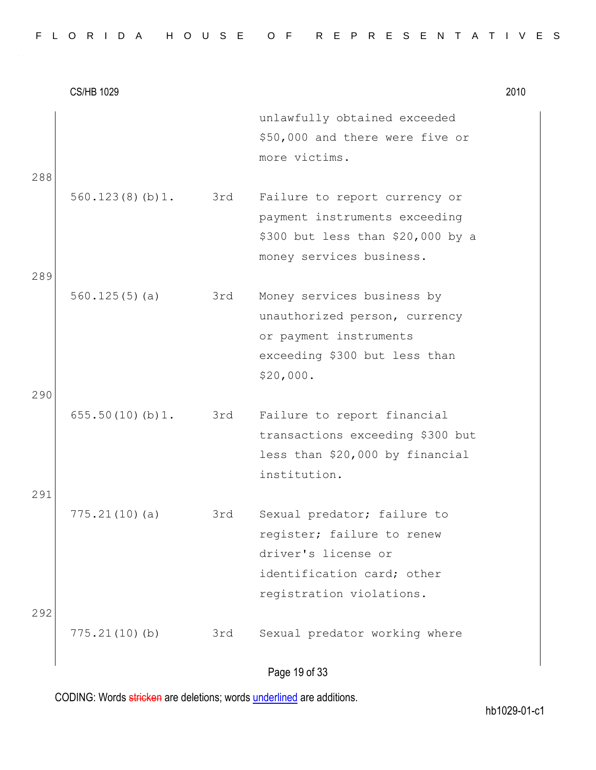CS/HB 1029 2010

| | | |
|---|---|---|
| | | unlawfully obtained exceeded $50,000 and there were five or more victims. |

288

| | | |
|---|---|---|
| 560.123(8)(b)1. | 3rd | Failure to report currency or payment instruments exceeding $300 but less than $20,000 by a money services business. |

289

| | | |
|---|---|---|
| 560.125(5)(a) | 3rd | Money services business by unauthorized person, currency or payment instruments exceeding $300 but less than $20,000. |

290

| | | |
|---|---|---|
| 655.50(10)(b)1. | 3rd | Failure to report financial transactions exceeding $300 but less than $20,000 by financial institution. |

291

| | | |
|---|---|---|
| 775.21(10)(a) | 3rd | Sexual predator; failure to register; failure to renew driver's license or identification card; other registration violations. |

292

| | | |
|---|---|---|
| 775.21(10)(b) | 3rd | Sexual predator working where |

CODING: Words stricken are deletions; words underlined are additions.

hb1029-01-c1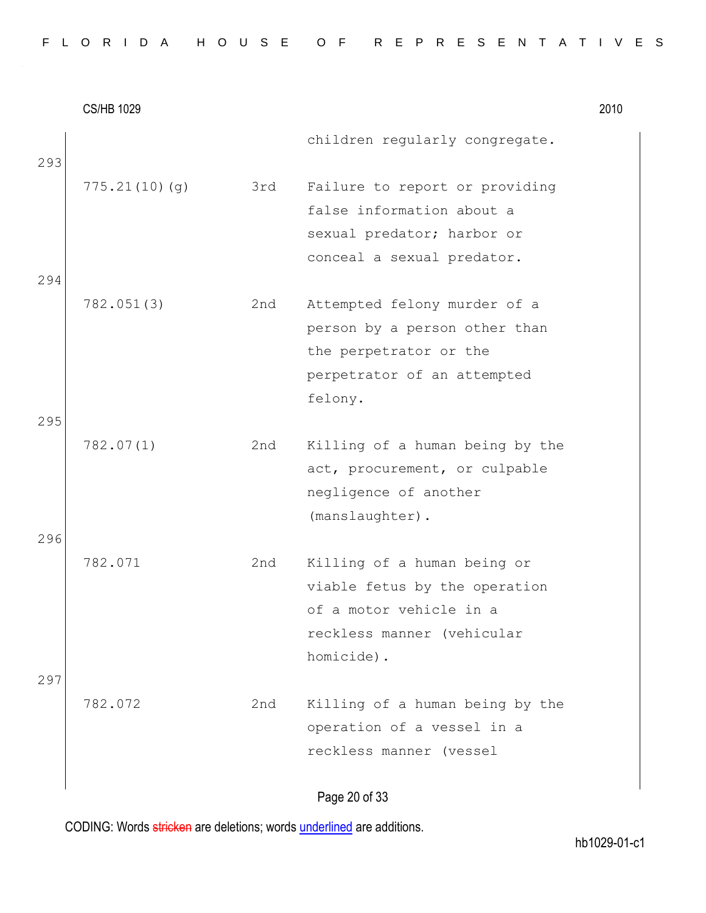| | | children regularly congregate. |
|---|---|---|
| 775.21(10)(g) | 3rd | Failure to report or providing false information about a sexual predator; harbor or conceal a sexual predator. |
| 782.051(3) | 2nd | Attempted felony murder of a person by a person other than the perpetrator or the perpetrator of an attempted felony. |
| 782.07(1) | 2nd | Killing of a human being by the act, procurement, or culpable negligence of another (manslaughter). |
| 782.071 | 2nd | Killing of a human being or viable fetus by the operation of a motor vehicle in a reckless manner (vehicular homicide). |
| 782.072 | 2nd | Killing of a human being by the operation of a vessel in a reckless manner (vessel |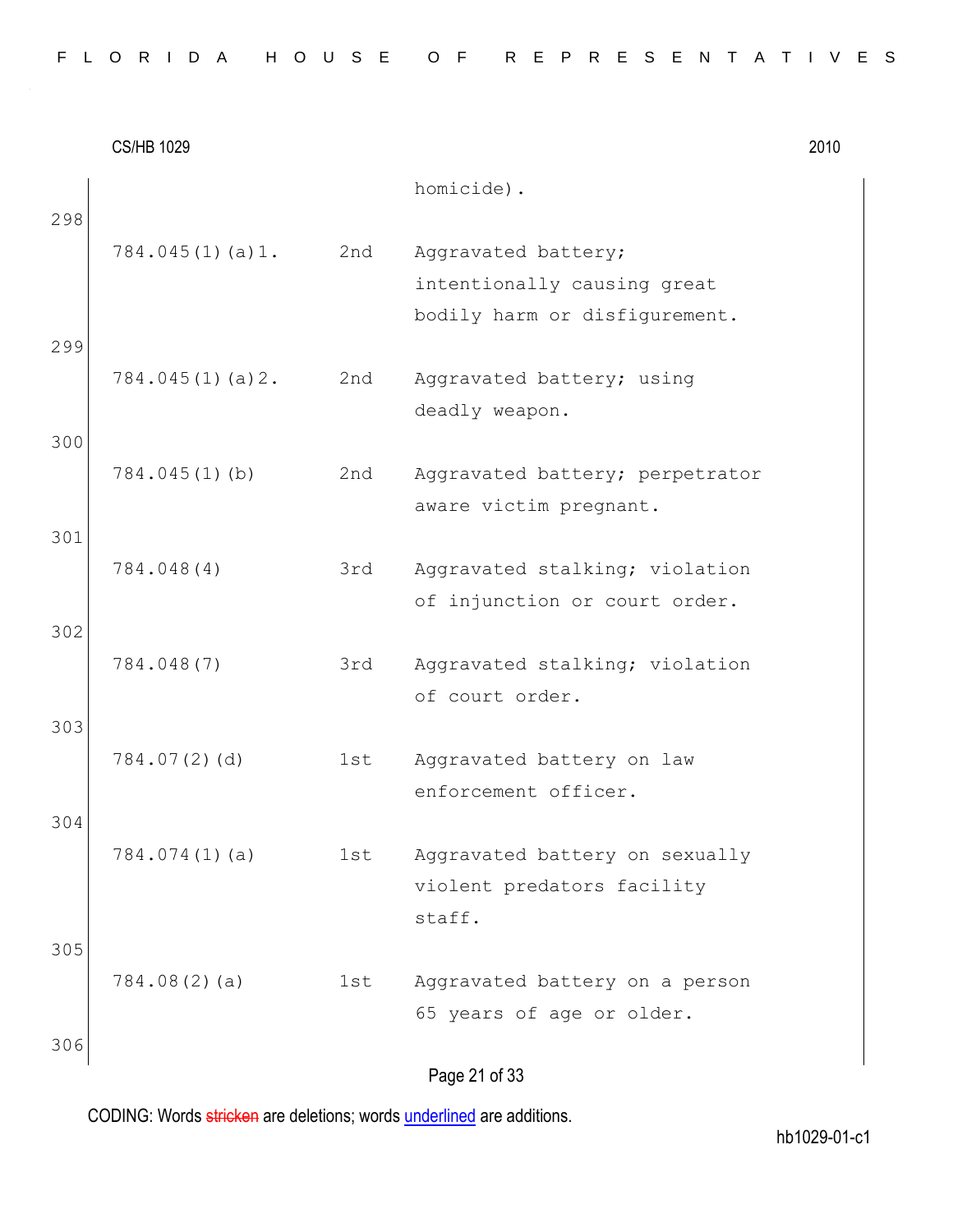| | | homicide). |
|---|---|---|
| 784.045(1)(a)1. | 2nd | Aggravated battery; intentionally causing great bodily harm or disfigurement. |
| 784.045(1)(a)2. | 2nd | Aggravated battery; using deadly weapon. |
| 784.045(1)(b) | 2nd | Aggravated battery; perpetrator aware victim pregnant. |
| 784.048(4) | 3rd | Aggravated stalking; violation of injunction or court order. |
| 784.048(7) | 3rd | Aggravated stalking; violation of court order. |
| 784.07(2)(d) | 1st | Aggravated battery on law enforcement officer. |
| 784.074(1)(a) | 1st | Aggravated battery on sexually violent predators facility staff. |
| 784.08(2)(a) | 1st | Aggravated battery on a person 65 years of age or older. |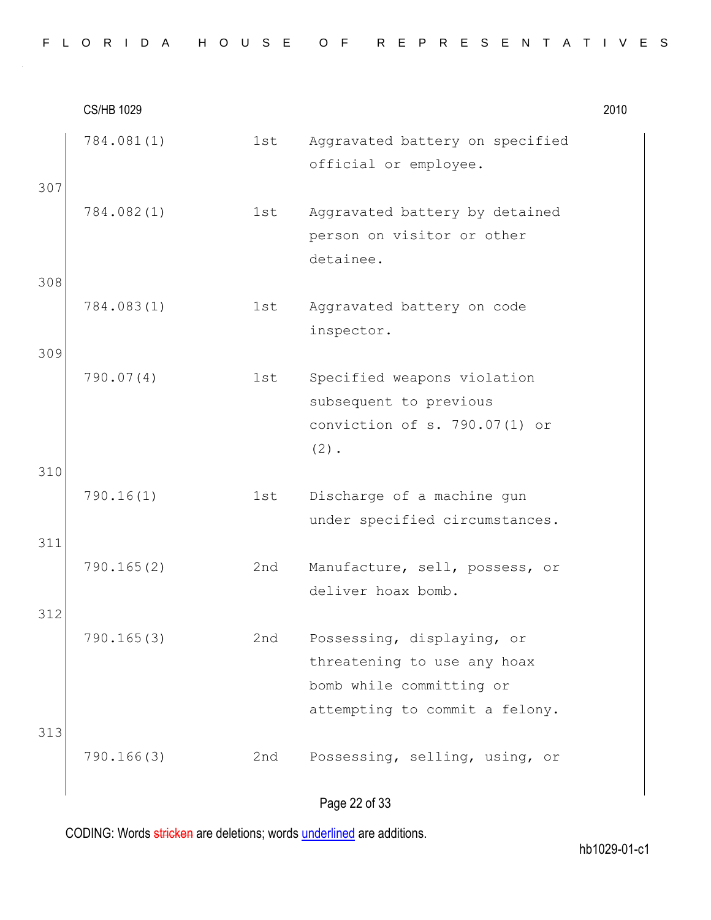| | | | |
|---|---|---|---|
| | 784.081(1) | 1st | Aggravated battery on specified official or employee. |
| 307 | 784.082(1) | 1st | Aggravated battery by detained person on visitor or other detainee. |
| 308 | 784.083(1) | 1st | Aggravated battery on code inspector. |
| 309 | 790.07(4) | 1st | Specified weapons violation subsequent to previous conviction of s. 790.07(1) or (2). |
| 310 | 790.16(1) | 1st | Discharge of a machine gun under specified circumstances. |
| 311 | 790.165(2) | 2nd | Manufacture, sell, possess, or deliver hoax bomb. |
| 312 | 790.165(3) | 2nd | Possessing, displaying, or threatening to use any hoax bomb while committing or attempting to commit a felony. |
| 313 | 790.166(3) | 2nd | Possessing, selling, using, or |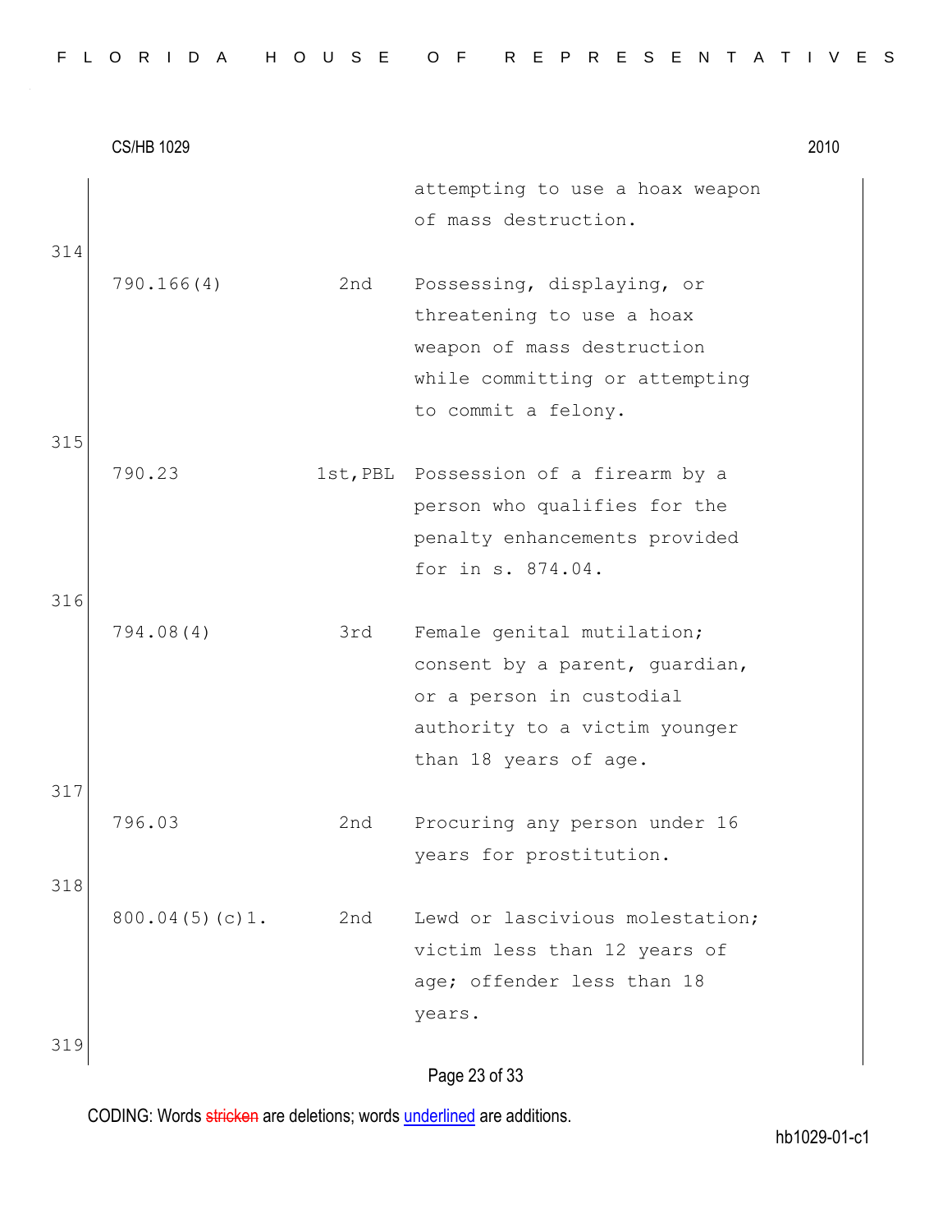| | | |
|---|---|---|
| | | attempting to use a hoax weapon of mass destruction. |
| 790.166(4) | 2nd | Possessing, displaying, or threatening to use a hoax weapon of mass destruction while committing or attempting to commit a felony. |
| 790.23 | 1st,PBL | Possession of a firearm by a person who qualifies for the penalty enhancements provided for in s. 874.04. |
| 794.08(4) | 3rd | Female genital mutilation; consent by a parent, guardian, or a person in custodial authority to a victim younger than 18 years of age. |
| 796.03 | 2nd | Procuring any person under 16 years for prostitution. |
| 800.04(5)(c)1. | 2nd | Lewd or lascivious molestation; victim less than 12 years of age; offender less than 18 years. |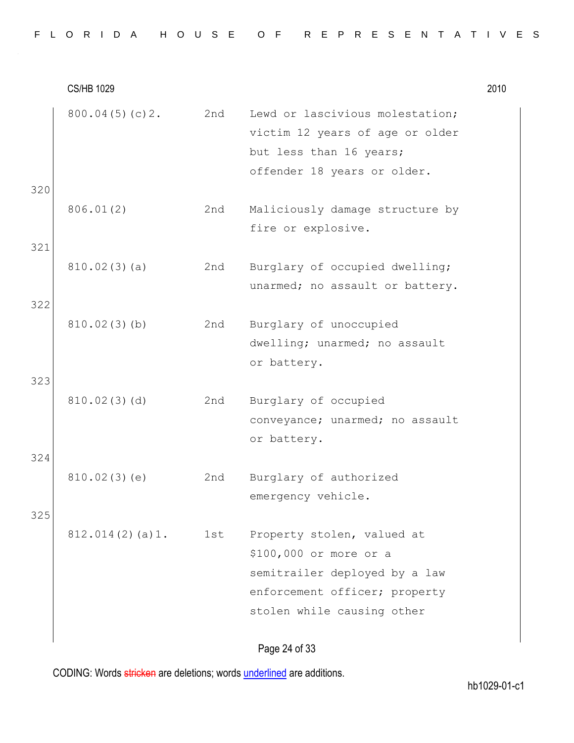| | | |
|---|---|---|
| 800.04(5)(c)2. | 2nd | Lewd or lascivious molestation; victim 12 years of age or older but less than 16 years; offender 18 years or older. |
| 806.01(2) | 2nd | Maliciously damage structure by fire or explosive. |
| 810.02(3)(a) | 2nd | Burglary of occupied dwelling; unarmed; no assault or battery. |
| 810.02(3)(b) | 2nd | Burglary of unoccupied dwelling; unarmed; no assault or battery. |
| 810.02(3)(d) | 2nd | Burglary of occupied conveyance; unarmed; no assault or battery. |
| 810.02(3)(e) | 2nd | Burglary of authorized emergency vehicle. |
| 812.014(2)(a)1. | 1st | Property stolen, valued at $100,000 or more or a semitrailer deployed by a law enforcement officer; property stolen while causing other |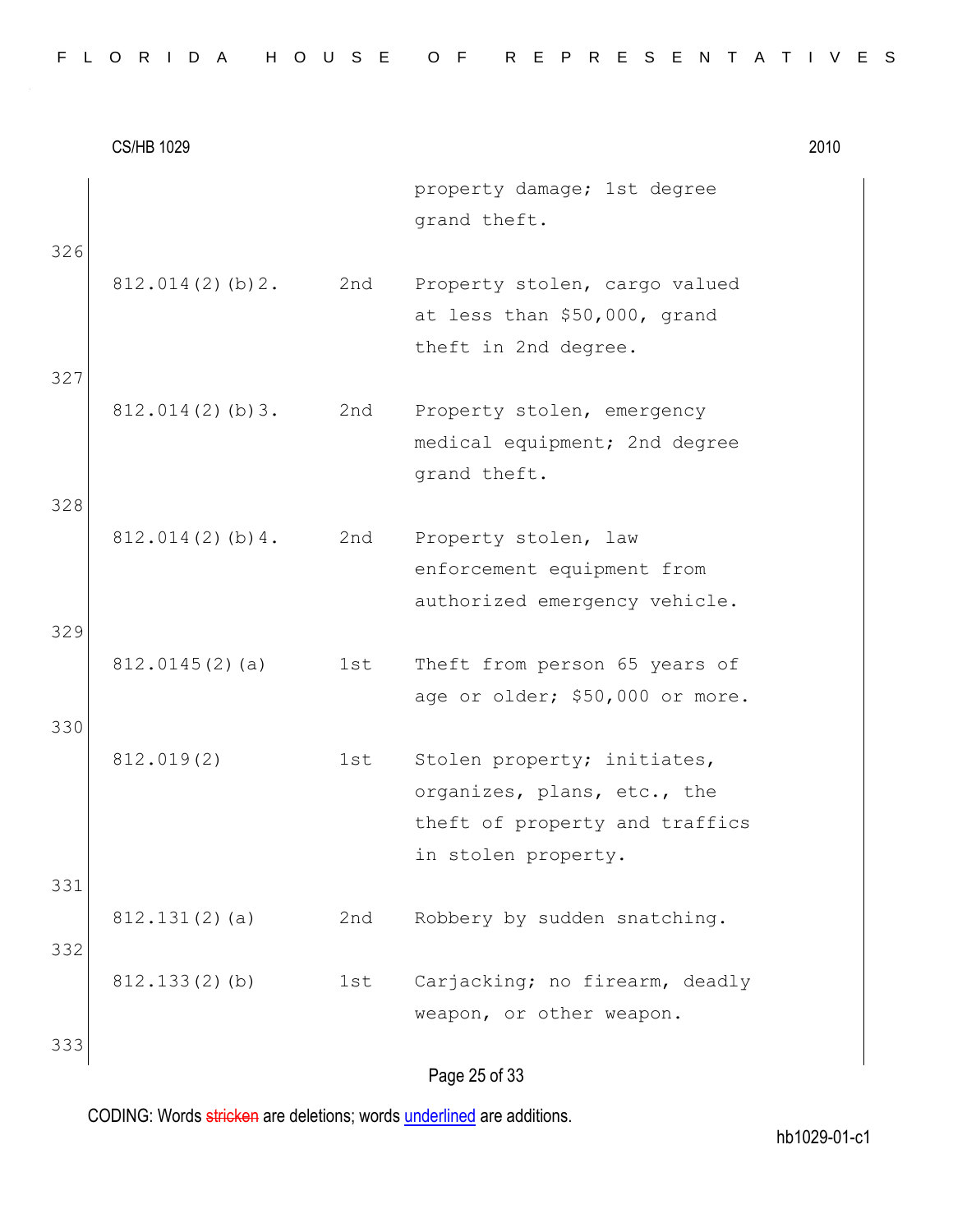| | | |
|---|---|---|
| | | property damage; 1st degree grand theft. |
| 812.014(2)(b)2. | 2nd | Property stolen, cargo valued at less than $50,000, grand theft in 2nd degree. |
| 812.014(2)(b)3. | 2nd | Property stolen, emergency medical equipment; 2nd degree grand theft. |
| 812.014(2)(b)4. | 2nd | Property stolen, law enforcement equipment from authorized emergency vehicle. |
| 812.0145(2)(a) | 1st | Theft from person 65 years of age or older; $50,000 or more. |
| 812.019(2) | 1st | Stolen property; initiates, organizes, plans, etc., the theft of property and traffics in stolen property. |
| 812.131(2)(a) | 2nd | Robbery by sudden snatching. |
| 812.133(2)(b) | 1st | Carjacking; no firearm, deadly weapon, or other weapon. |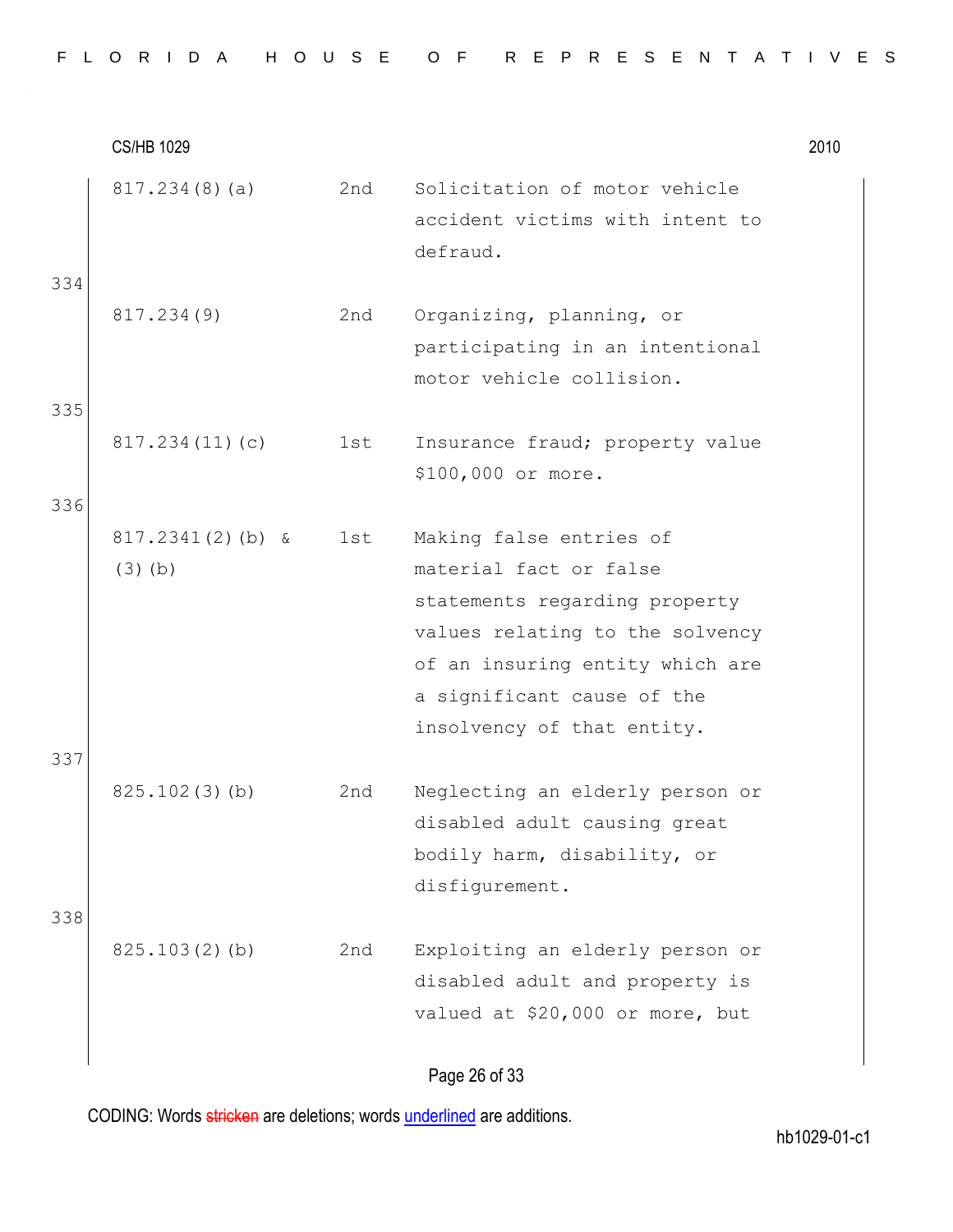| | | |
|---|---|---|
| 817.234(8)(a) | 2nd | Solicitation of motor vehicle accident victims with intent to defraud. |
| 817.234(9) | 2nd | Organizing, planning, or participating in an intentional motor vehicle collision. |
| 817.234(11)(c) | 1st | Insurance fraud; property value $100,000 or more. |
| 817.2341(2)(b) & (3)(b) | 1st | Making false entries of material fact or false statements regarding property values relating to the solvency of an insuring entity which are a significant cause of the insolvency of that entity. |
| 825.102(3)(b) | 2nd | Neglecting an elderly person or disabled adult causing great bodily harm, disability, or disfigurement. |
| 825.103(2)(b) | 2nd | Exploiting an elderly person or disabled adult and property is valued at $20,000 or more, but |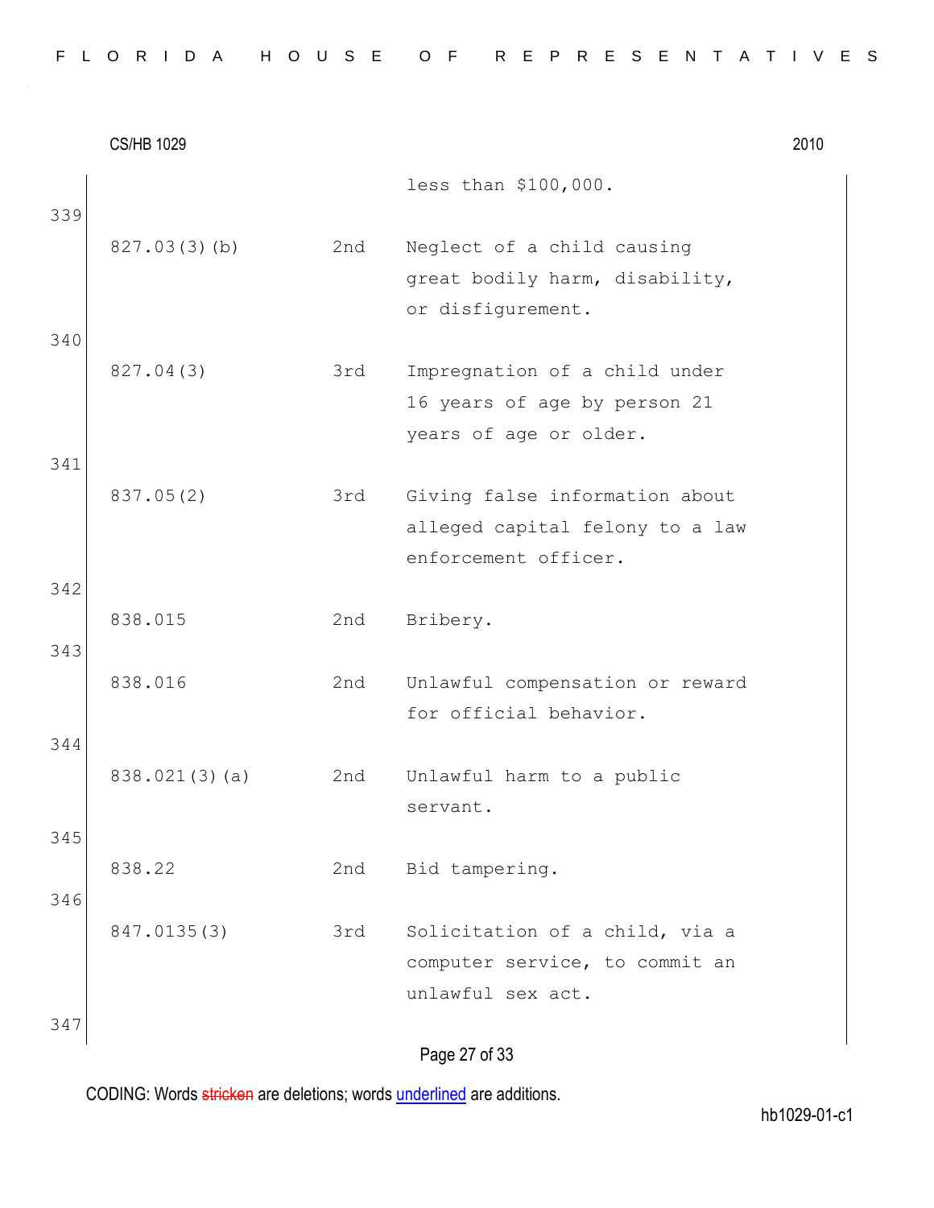| | | | |
|---|---|---|---|
| | | | less than $100,000. |
| 339 | | | |
| | 827.03(3)(b) | 2nd | Neglect of a child causing great bodily harm, disability, or disfigurement. |
| 340 | | | |
| | 827.04(3) | 3rd | Impregnation of a child under 16 years of age by person 21 years of age or older. |
| 341 | | | |
| | 837.05(2) | 3rd | Giving false information about alleged capital felony to a law enforcement officer. |
| 342 | | | |
| | 838.015 | 2nd | Bribery. |
| 343 | | | |
| | 838.016 | 2nd | Unlawful compensation or reward for official behavior. |
| 344 | | | |
| | 838.021(3)(a) | 2nd | Unlawful harm to a public servant. |
| 345 | | | |
| | 838.22 | 2nd | Bid tampering. |
| 346 | | | |
| | 847.0135(3) | 3rd | Solicitation of a child, via a computer service, to commit an unlawful sex act. |
| 347 | | | |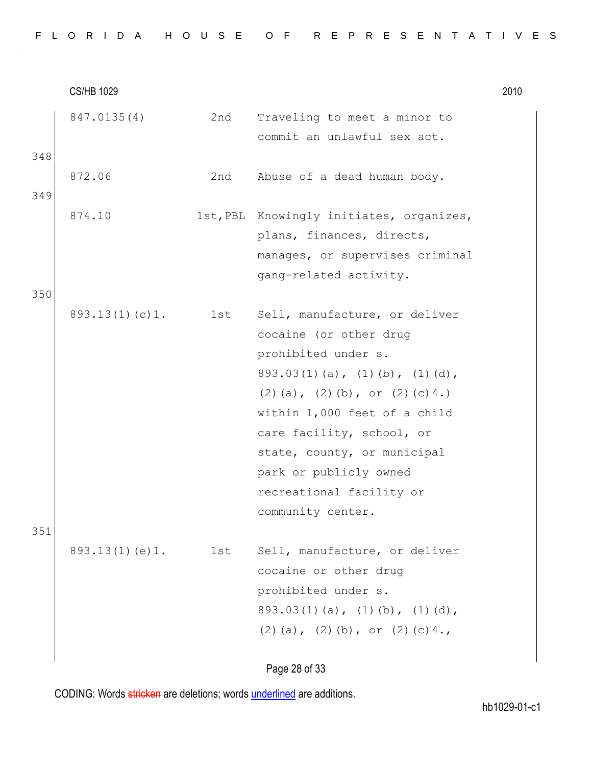| | | |
|---|---|---|
| 847.0135(4) | 2nd | Traveling to meet a minor to commit an unlawful sex act. |
| 872.06 | 2nd | Abuse of a dead human body. |
| 874.10 | 1st,PBL | Knowingly initiates, organizes, plans, finances, directs, manages, or supervises criminal gang-related activity. |
| 893.13(1)(c)1. | 1st | Sell, manufacture, or deliver cocaine (or other drug prohibited under s. 893.03(1)(a), (1)(b), (1)(d), (2)(a), (2)(b), or (2)(c)4.) within 1,000 feet of a child care facility, school, or state, county, or municipal park or publicly owned recreational facility or community center. |
| 893.13(1)(e)1. | 1st | Sell, manufacture, or deliver cocaine or other drug prohibited under s. 893.03(1)(a), (1)(b), (1)(d), (2)(a), (2)(b), or (2)(c)4., |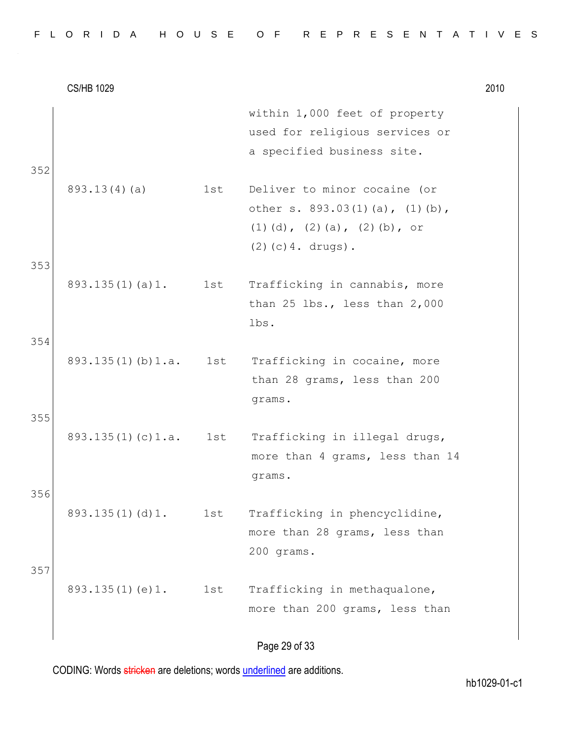| | | |
|---|---|---|
| | | within 1,000 feet of property used for religious services or a specified business site. |
| 893.13(4)(a) | 1st | Deliver to minor cocaine (or other s. 893.03(1)(a), (1)(b), (1)(d), (2)(a), (2)(b), or (2)(c)4. drugs). |
| 893.135(1)(a)1. | 1st | Trafficking in cannabis, more than 25 lbs., less than 2,000 lbs. |
| 893.135(1)(b)1.a. | 1st | Trafficking in cocaine, more than 28 grams, less than 200 grams. |
| 893.135(1)(c)1.a. | 1st | Trafficking in illegal drugs, more than 4 grams, less than 14 grams. |
| 893.135(1)(d)1. | 1st | Trafficking in phencyclidine, more than 28 grams, less than 200 grams. |
| 893.135(1)(e)1. | 1st | Trafficking in methaqualone, more than 200 grams, less than |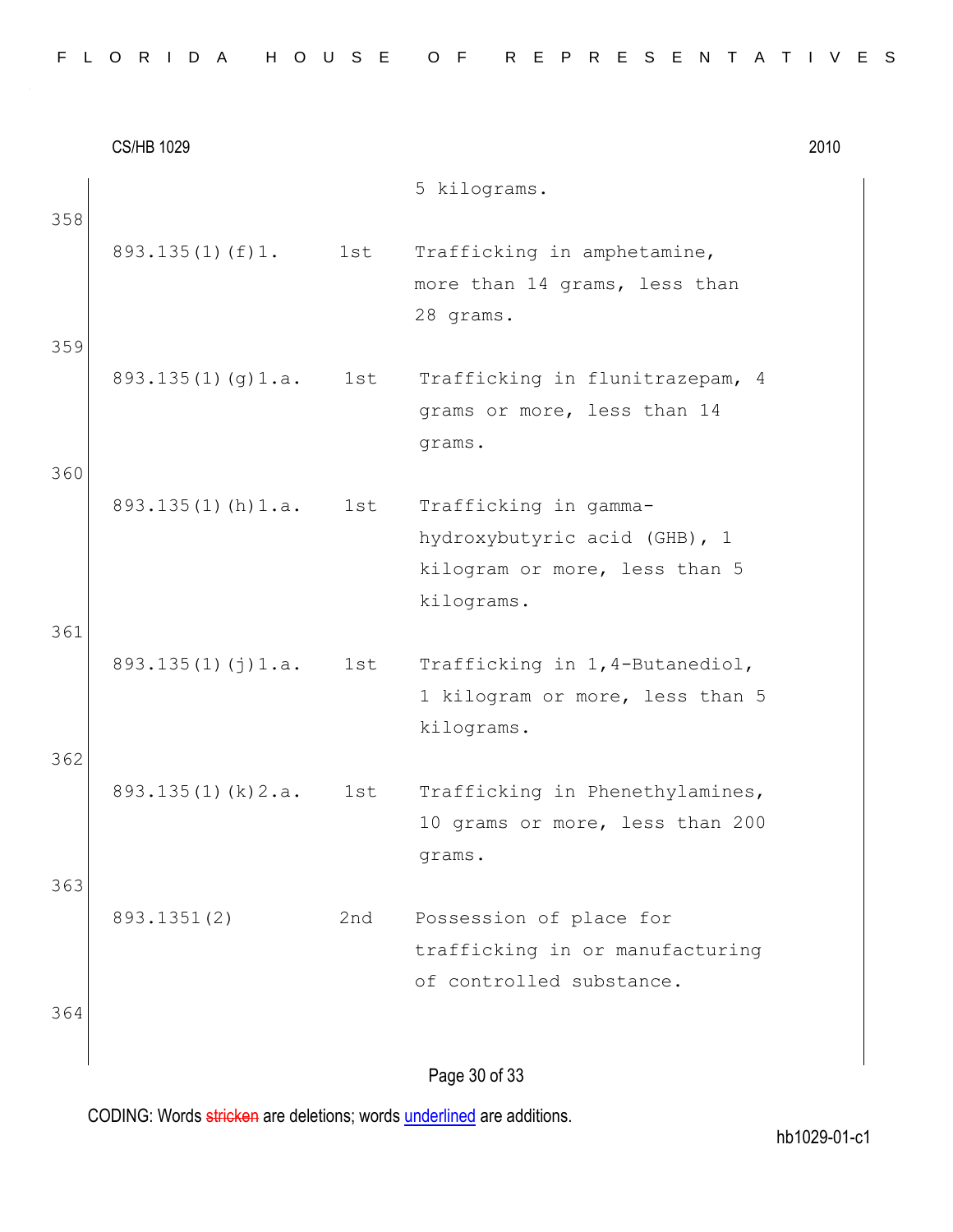5 kilograms.

358

| | | |
|---|---|---|
| 893.135(1)(f)1. | 1st | Trafficking in amphetamine, more than 14 grams, less than 28 grams. |

359

| | | |
|---|---|---|
| 893.135(1)(g)1.a. | 1st | Trafficking in flunitrazepam, 4 grams or more, less than 14 grams. |

360

| | | |
|---|---|---|
| 893.135(1)(h)1.a. | 1st | Trafficking in gamma-hydroxybutyric acid (GHB), 1 kilogram or more, less than 5 kilograms. |

361

| | | |
|---|---|---|
| 893.135(1)(j)1.a. | 1st | Trafficking in 1,4-Butanediol, 1 kilogram or more, less than 5 kilograms. |

362

| | | |
|---|---|---|
| 893.135(1)(k)2.a. | 1st | Trafficking in Phenethylamines, 10 grams or more, less than 200 grams. |

363

| | | |
|---|---|---|
| 893.1351(2) | 2nd | Possession of place for trafficking in or manufacturing of controlled substance. |

364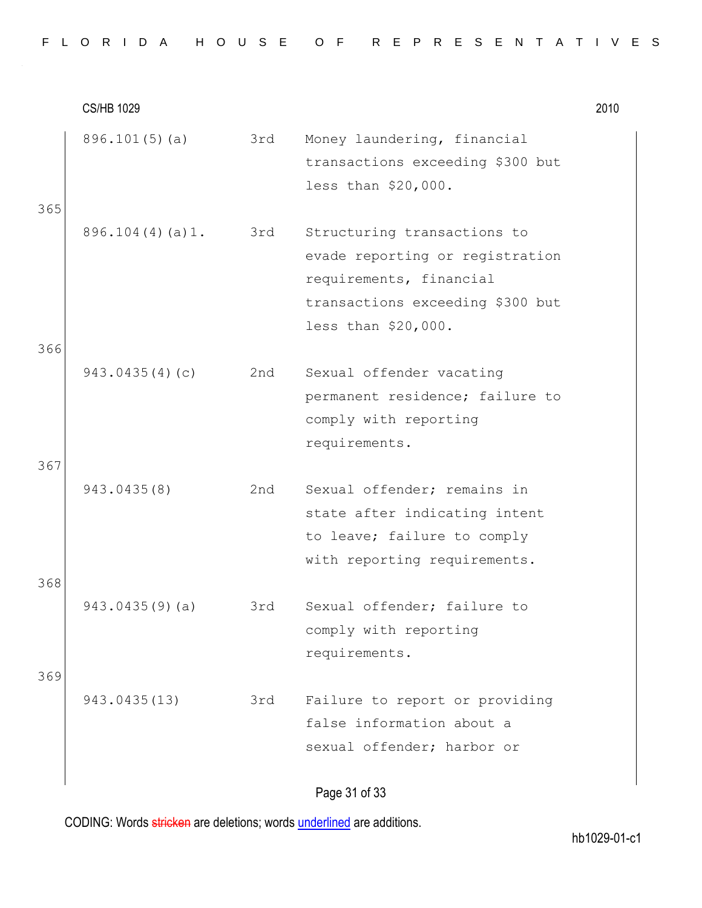| | | | |
|---|---|---|---|
| | 896.101(5)(a) | 3rd | Money laundering, financial transactions exceeding $300 but less than $20,000. |
| 365 | 896.104(4)(a)1. | 3rd | Structuring transactions to evade reporting or registration requirements, financial transactions exceeding $300 but less than $20,000. |
| 366 | 943.0435(4)(c) | 2nd | Sexual offender vacating permanent residence; failure to comply with reporting requirements. |
| 367 | 943.0435(8) | 2nd | Sexual offender; remains in state after indicating intent to leave; failure to comply with reporting requirements. |
| 368 | 943.0435(9)(a) | 3rd | Sexual offender; failure to comply with reporting requirements. |
| 369 | 943.0435(13) | 3rd | Failure to report or providing false information about a sexual offender; harbor or |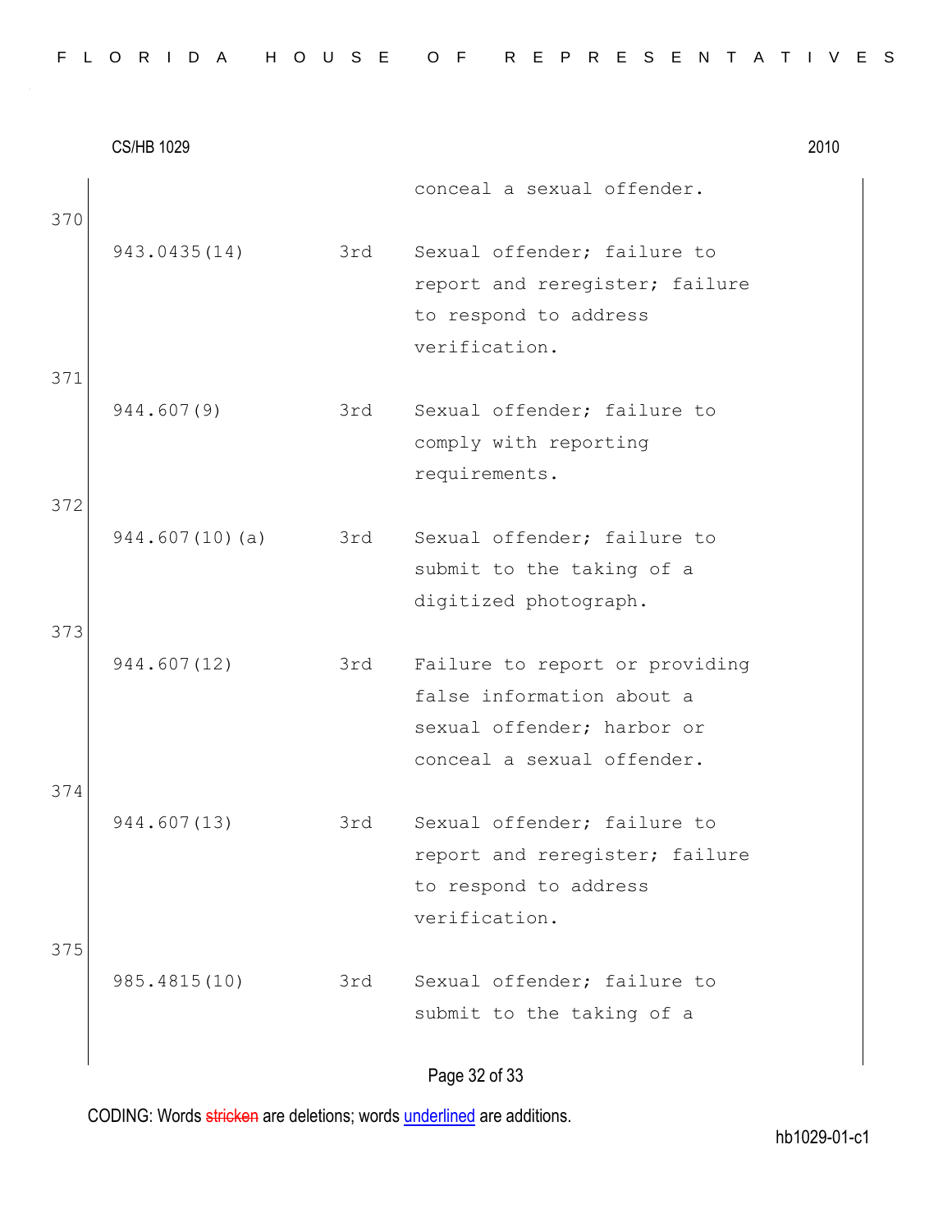conceal a sexual offender.

370

| | | |
|---|---|---|
| 943.0435(14) | 3rd | Sexual offender; failure to report and reregister; failure to respond to address verification. |

371

| | | |
|---|---|---|
| 944.607(9) | 3rd | Sexual offender; failure to comply with reporting requirements. |

372

| | | |
|---|---|---|
| 944.607(10)(a) | 3rd | Sexual offender; failure to submit to the taking of a digitized photograph. |

373

| | | |
|---|---|---|
| 944.607(12) | 3rd | Failure to report or providing false information about a sexual offender; harbor or conceal a sexual offender. |

374

| | | |
|---|---|---|
| 944.607(13) | 3rd | Sexual offender; failure to report and reregister; failure to respond to address verification. |

375

| | | |
|---|---|---|
| 985.4815(10) | 3rd | Sexual offender; failure to submit to the taking of a |

CODING: Words ~~stricken~~ are deletions; words <u>underlined</u> are additions.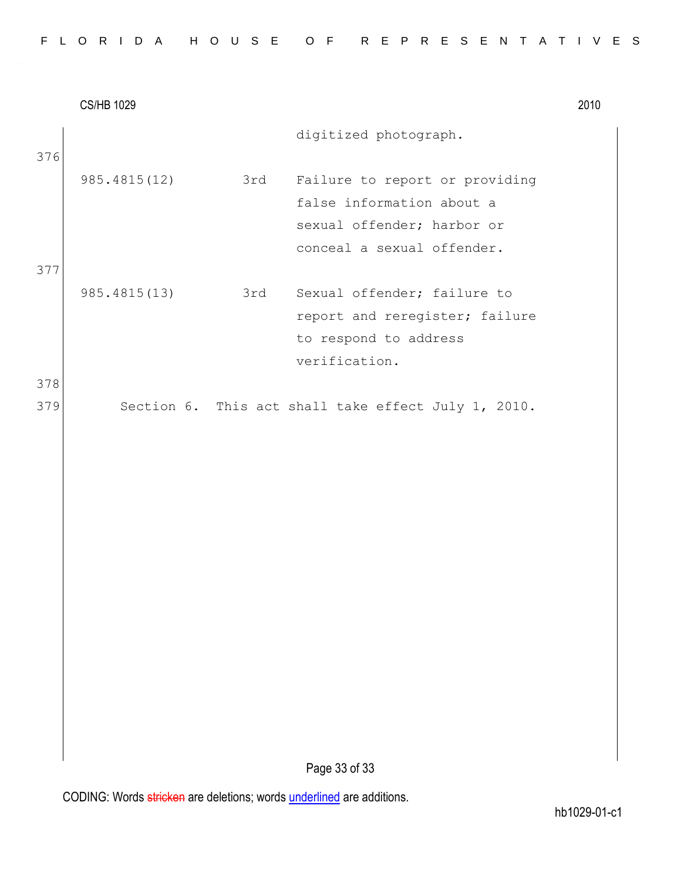| | | |
|---|---|---|
| | | digitized photograph. |
| 985.4815(12) | 3rd | Failure to report or providing false information about a sexual offender; harbor or conceal a sexual offender. |
| 985.4815(13) | 3rd | Sexual offender; failure to report and reregister; failure to respond to address verification. |

Section 6. This act shall take effect July 1, 2010.